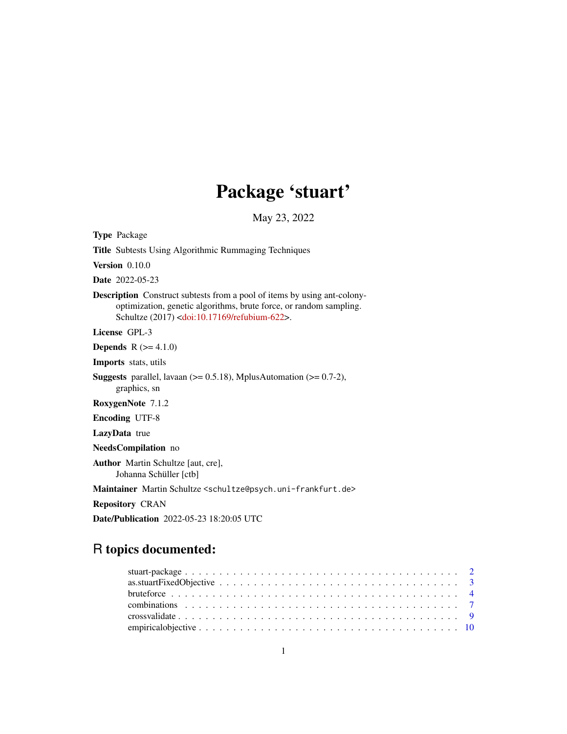# Package 'stuart'

May 23, 2022

**Type** Package

**Title** Subtests Using Algorithmic Rummaging Techniques

**Version** 0.10.0

**Date** 2022-05-23

**Description** Construct subtests from a pool of items by using ant-colony-optimization, genetic algorithms, brute force, or random sampling. Schultze (2017) <doi:10.17169/refubium-622>.

**License** GPL-3

**Depends** R (>= 4.1.0)

**Imports** stats, utils

**Suggests** parallel, lavaan (>= 0.5.18), MplusAutomation (>= 0.7-2), graphics, sn

**RoxygenNote** 7.1.2

**Encoding** UTF-8

**LazyData** true

**NeedsCompilation** no

**Author** Martin Schultze [aut, cre], Johanna Schüller [ctb]

**Maintainer** Martin Schultze <schultze@psych.uni-frankfurt.de>

**Repository** CRAN

**Date/Publication** 2022-05-23 18:20:05 UTC

## R topics documented:

- stuart-package . . . . . . . . . . . . . . . . . . . . . . . . . . . . . . . . . . . . 2
- as.stuartFixedObjective . . . . . . . . . . . . . . . . . . . . . . . . . . . . . . . . 3
- bruteforce . . . . . . . . . . . . . . . . . . . . . . . . . . . . . . . . . . . . . . . 4
- combinations . . . . . . . . . . . . . . . . . . . . . . . . . . . . . . . . . . . . . . 7
- crossvalidate . . . . . . . . . . . . . . . . . . . . . . . . . . . . . . . . . . . . . . 9
- empiricalobjective . . . . . . . . . . . . . . . . . . . . . . . . . . . . . . . . . . 10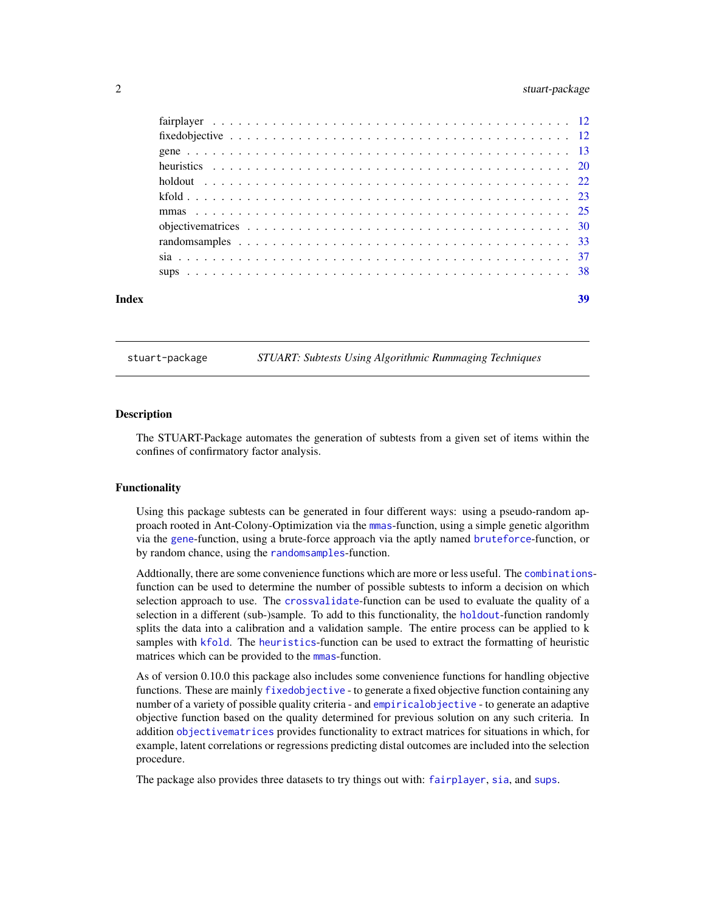fairplayer . . . . . . . . . . . . . . . . . . . . . . . . . . . . . . . . . . . . . . . . 12
fixedobjective . . . . . . . . . . . . . . . . . . . . . . . . . . . . . . . . . . . . . . 12
gene . . . . . . . . . . . . . . . . . . . . . . . . . . . . . . . . . . . . . . . . . . . 13
heuristics . . . . . . . . . . . . . . . . . . . . . . . . . . . . . . . . . . . . . . . . 20
holdout . . . . . . . . . . . . . . . . . . . . . . . . . . . . . . . . . . . . . . . . . 22
kfold . . . . . . . . . . . . . . . . . . . . . . . . . . . . . . . . . . . . . . . . . . . 23
mmas . . . . . . . . . . . . . . . . . . . . . . . . . . . . . . . . . . . . . . . . . . . 25
objectivematrices . . . . . . . . . . . . . . . . . . . . . . . . . . . . . . . . . . . . 30
randomsamples . . . . . . . . . . . . . . . . . . . . . . . . . . . . . . . . . . . . . 33
sia . . . . . . . . . . . . . . . . . . . . . . . . . . . . . . . . . . . . . . . . . . . . 37
sups . . . . . . . . . . . . . . . . . . . . . . . . . . . . . . . . . . . . . . . . . . . 38

**Index** **39**

---

`stuart-package` *STUART: Subtests Using Algorithmic Rummaging Techniques*

---

## Description

The STUART-Package automates the generation of subtests from a given set of items within the confines of confirmatory factor analysis.

## Functionality

Using this package subtests can be generated in four different ways: using a pseudo-random approach rooted in Ant-Colony-Optimization via the `mmas`-function, using a simple genetic algorithm via the `gene`-function, using a brute-force approach via the aptly named `bruteforce`-function, or by random chance, using the `randomsamples`-function.

Addtionally, there are some convenience functions which are more or less useful. The `combinations`-function can be used to determine the number of possible subtests to inform a decision on which selection approach to use. The `crossvalidate`-function can be used to evaluate the quality of a selection in a different (sub-)sample. To add to this functionality, the `holdout`-function randomly splits the data into a calibration and a validation sample. The entire process can be applied to k samples with `kfold`. The `heuristics`-function can be used to extract the formatting of heuristic matrices which can be provided to the `mmas`-function.

As of version 0.10.0 this package also includes some convenience functions for handling objective functions. These are mainly `fixedobjective` - to generate a fixed objective function containing any number of a variety of possible quality criteria - and `empiricalobjective` - to generate an adaptive objective function based on the quality determined for previous solution on any such criteria. In addition `objectivematrices` provides functionality to extract matrices for situations in which, for example, latent correlations or regressions predicting distal outcomes are included into the selection procedure.

The package also provides three datasets to try things out with: `fairplayer`, `sia`, and `sups`.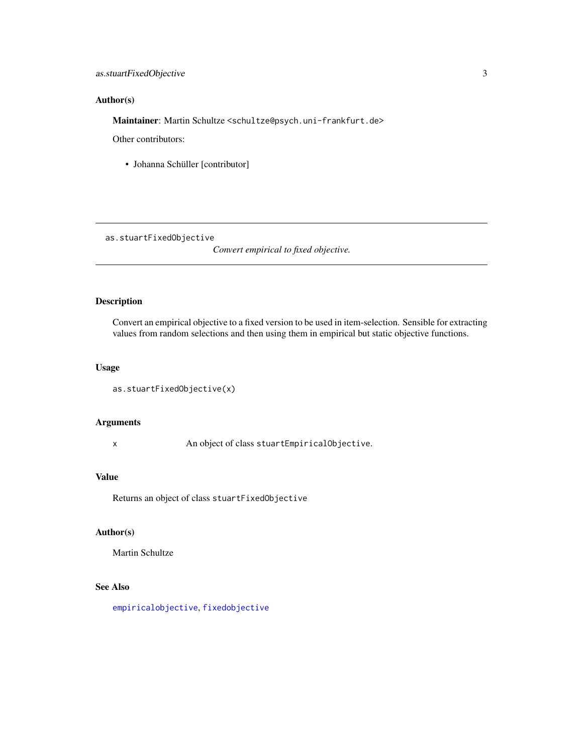## Author(s)

**Maintainer**: Martin Schultze <schultze@psych.uni-frankfurt.de>

Other contributors:

- Johanna Schüller [contributor]

---

as.stuartFixedObjective        *Convert empirical to fixed objective.*

---

## Description

Convert an empirical objective to a fixed version to be used in item-selection. Sensible for extracting values from random selections and then using them in empirical but static objective functions.

## Usage

```
as.stuartFixedObjective(x)
```

## Arguments

| | |
|---|---|
| x | An object of class `stuartEmpiricalObjective`. |

## Value

Returns an object of class `stuartFixedObjective`

## Author(s)

Martin Schultze

## See Also

`empiricalobjective`, `fixedobjective`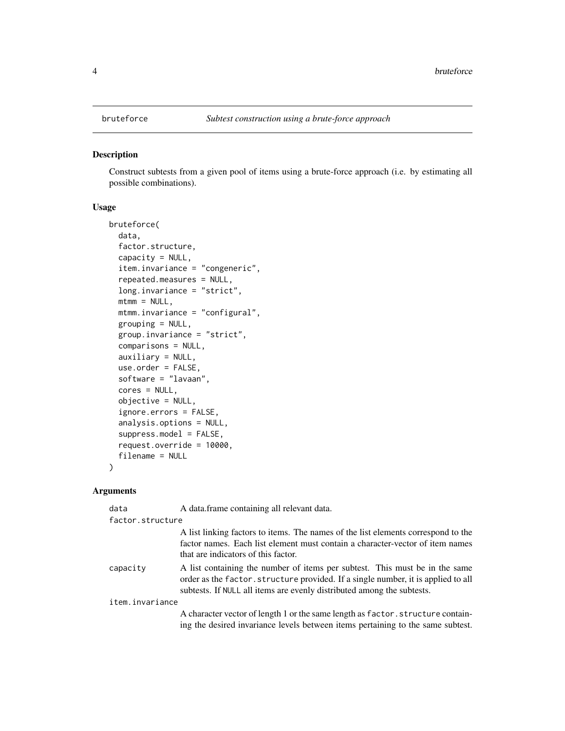# bruteforce — *Subtest construction using a brute-force approach*

## Description

Construct subtests from a given pool of items using a brute-force approach (i.e. by estimating all possible combinations).

## Usage

```
bruteforce(
  data,
  factor.structure,
  capacity = NULL,
  item.invariance = "congeneric",
  repeated.measures = NULL,
  long.invariance = "strict",
  mtmm = NULL,
  mtmm.invariance = "configural",
  grouping = NULL,
  group.invariance = "strict",
  comparisons = NULL,
  auxiliary = NULL,
  use.order = FALSE,
  software = "lavaan",
  cores = NULL,
  objective = NULL,
  ignore.errors = FALSE,
  analysis.options = NULL,
  suppress.model = FALSE,
  request.override = 10000,
  filename = NULL
)
```

## Arguments

| Argument | Description |
|---|---|
| `data` | A data.frame containing all relevant data. |
| `factor.structure` | A list linking factors to items. The names of the list elements correspond to the factor names. Each list element must contain a character-vector of item names that are indicators of this factor. |
| `capacity` | A list containing the number of items per subtest. This must be in the same order as the `factor.structure` provided. If a single number, it is applied to all subtests. If `NULL` all items are evenly distributed among the subtests. |
| `item.invariance` | A character vector of length 1 or the same length as `factor.structure` containing the desired invariance levels between items pertaining to the same subtest. |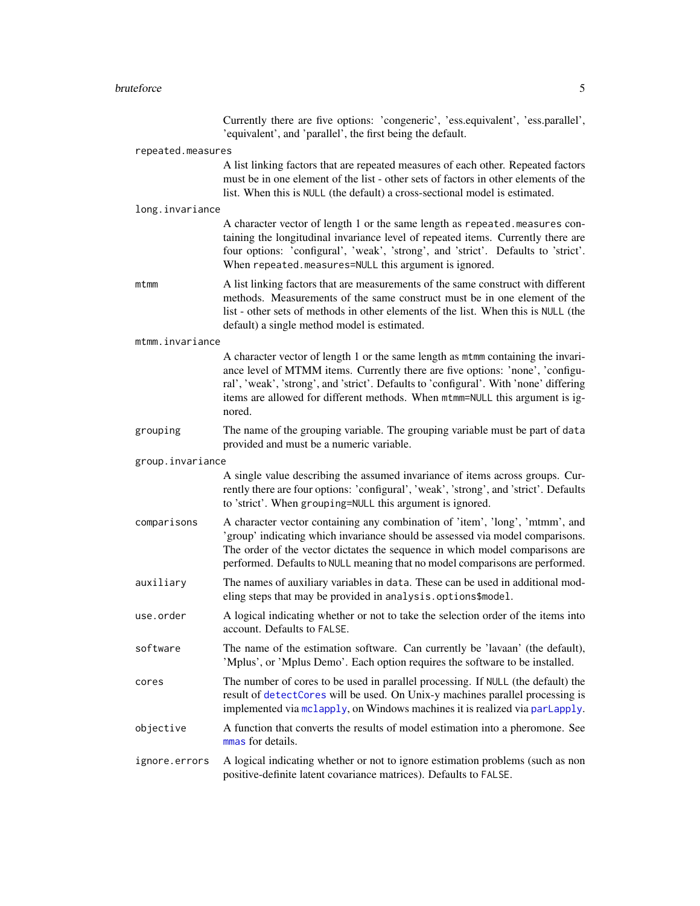Currently there are five options: 'congeneric', 'ess.equivalent', 'ess.parallel', 'equivalent', and 'parallel', the first being the default.

`repeated.measures`
: A list linking factors that are repeated measures of each other. Repeated factors must be in one element of the list - other sets of factors in other elements of the list. When this is `NULL` (the default) a cross-sectional model is estimated.

`long.invariance`
: A character vector of length 1 or the same length as `repeated.measures` containing the longitudinal invariance level of repeated items. Currently there are four options: 'configural', 'weak', 'strong', and 'strict'. Defaults to 'strict'. When `repeated.measures=NULL` this argument is ignored.

`mtmm`
: A list linking factors that are measurements of the same construct with different methods. Measurements of the same construct must be in one element of the list - other sets of methods in other elements of the list. When this is `NULL` (the default) a single method model is estimated.

`mtmm.invariance`
: A character vector of length 1 or the same length as `mtmm` containing the invariance level of MTMM items. Currently there are five options: 'none', 'configural', 'weak', 'strong', and 'strict'. Defaults to 'configural'. With 'none' differing items are allowed for different methods. When `mtmm=NULL` this argument is ignored.

`grouping`
: The name of the grouping variable. The grouping variable must be part of `data` provided and must be a numeric variable.

`group.invariance`
: A single value describing the assumed invariance of items across groups. Currently there are four options: 'configural', 'weak', 'strong', and 'strict'. Defaults to 'strict'. When `grouping=NULL` this argument is ignored.

`comparisons`
: A character vector containing any combination of 'item', 'long', 'mtmm', and 'group' indicating which invariance should be assessed via model comparisons. The order of the vector dictates the sequence in which model comparisons are performed. Defaults to `NULL` meaning that no model comparisons are performed.

`auxiliary`
: The names of auxiliary variables in `data`. These can be used in additional modeling steps that may be provided in `analysis.options$model`.

`use.order`
: A logical indicating whether or not to take the selection order of the items into account. Defaults to `FALSE`.

`software`
: The name of the estimation software. Can currently be 'lavaan' (the default), 'Mplus', or 'Mplus Demo'. Each option requires the software to be installed.

`cores`
: The number of cores to be used in parallel processing. If `NULL` (the default) the result of `detectCores` will be used. On Unix-y machines parallel processing is implemented via `mclapply`, on Windows machines it is realized via `parLapply`.

`objective`
: A function that converts the results of model estimation into a pheromone. See `mmas` for details.

`ignore.errors`
: A logical indicating whether or not to ignore estimation problems (such as non positive-definite latent covariance matrices). Defaults to `FALSE`.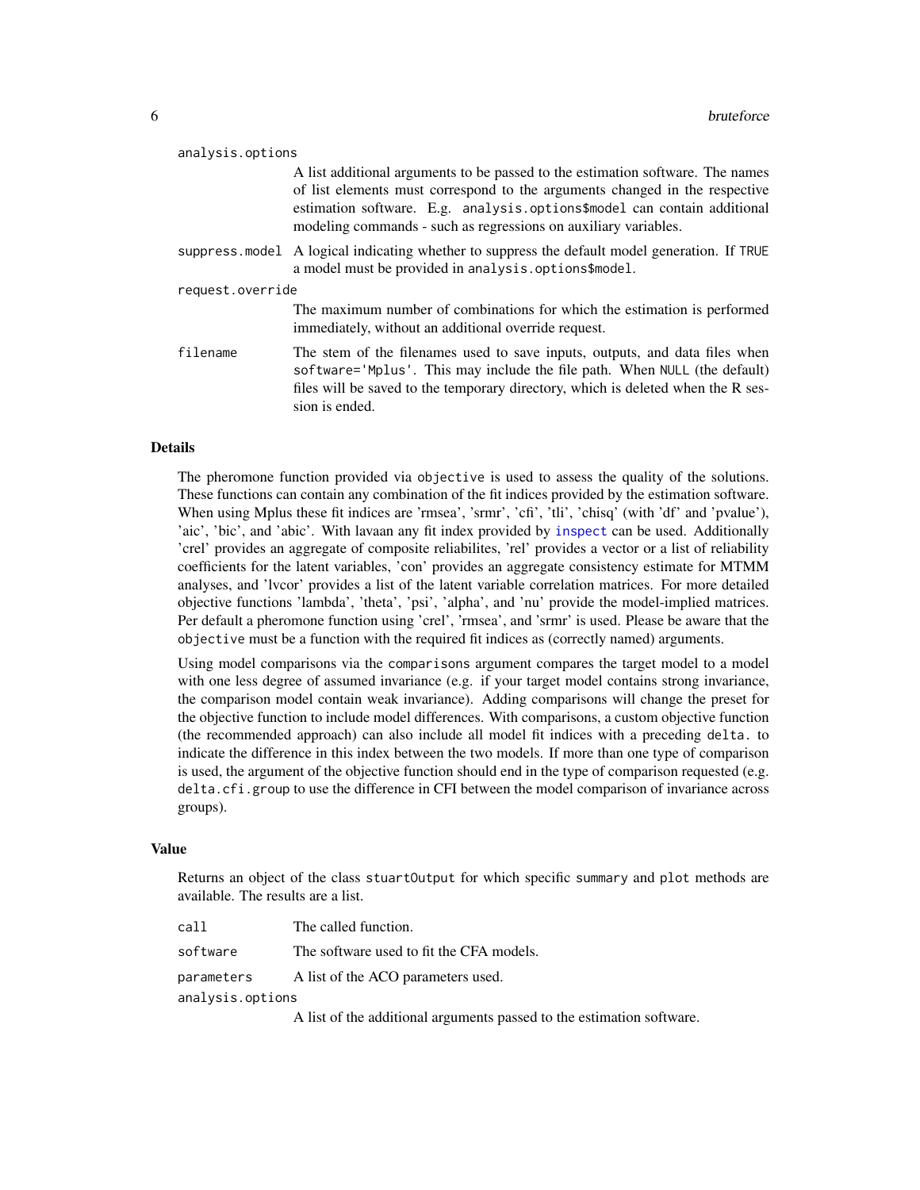`analysis.options`
: A list additional arguments to be passed to the estimation software. The names of list elements must correspond to the arguments changed in the respective estimation software. E.g. `analysis.options$model` can contain additional modeling commands - such as regressions on auxiliary variables.

`suppress.model`
: A logical indicating whether to suppress the default model generation. If `TRUE` a model must be provided in `analysis.options$model`.

`request.override`
: The maximum number of combinations for which the estimation is performed immediately, without an additional override request.

`filename`
: The stem of the filenames used to save inputs, outputs, and data files when `software='Mplus'`. This may include the file path. When `NULL` (the default) files will be saved to the temporary directory, which is deleted when the R session is ended.

## Details

The pheromone function provided via `objective` is used to assess the quality of the solutions. These functions can contain any combination of the fit indices provided by the estimation software. When using Mplus these fit indices are 'rmsea', 'srmr', 'cfi', 'tli', 'chisq' (with 'df' and 'pvalue'), 'aic', 'bic', and 'abic'. With lavaan any fit index provided by `inspect` can be used. Additionally 'crel' provides an aggregate of composite reliabilites, 'rel' provides a vector or a list of reliability coefficients for the latent variables, 'con' provides an aggregate consistency estimate for MTMM analyses, and 'lvcor' provides a list of the latent variable correlation matrices. For more detailed objective functions 'lambda', 'theta', 'psi', 'alpha', and 'nu' provide the model-implied matrices. Per default a pheromone function using 'crel', 'rmsea', and 'srmr' is used. Please be aware that the `objective` must be a function with the required fit indices as (correctly named) arguments.

Using model comparisons via the `comparisons` argument compares the target model to a model with one less degree of assumed invariance (e.g. if your target model contains strong invariance, the comparison model contain weak invariance). Adding comparisons will change the preset for the objective function to include model differences. With comparisons, a custom objective function (the recommended approach) can also include all model fit indices with a preceding `delta.` to indicate the difference in this index between the two models. If more than one type of comparison is used, the argument of the objective function should end in the type of comparison requested (e.g. `delta.cfi.group` to use the difference in CFI between the model comparison of invariance across groups).

## Value

Returns an object of the class `stuartOutput` for which specific `summary` and `plot` methods are available. The results are a list.

`call`
: The called function.

`software`
: The software used to fit the CFA models.

`parameters`
: A list of the ACO parameters used.

`analysis.options`
: A list of the additional arguments passed to the estimation software.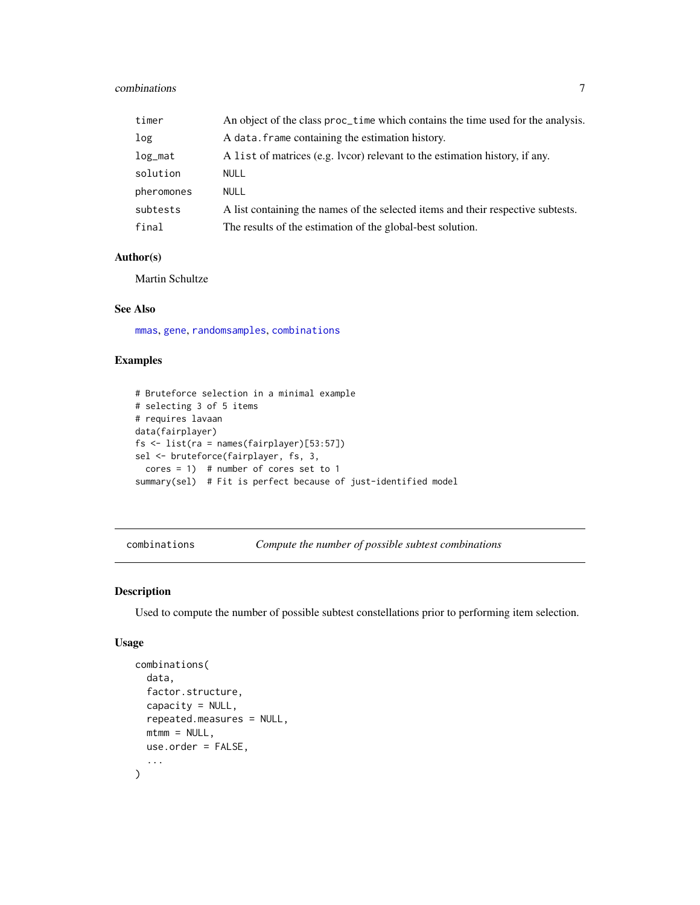| | |
|---|---|
| `timer` | An object of the class `proc_time` which contains the time used for the analysis. |
| `log` | A `data.frame` containing the estimation history. |
| `log_mat` | A `list` of matrices (e.g. lvcor) relevant to the estimation history, if any. |
| `solution` | `NULL` |
| `pheromones` | `NULL` |
| `subtests` | A list containing the names of the selected items and their respective subtests. |
| `final` | The results of the estimation of the global-best solution. |

### Author(s)

Martin Schultze

### See Also

mmas, gene, randomsamples, combinations

### Examples

```
# Bruteforce selection in a minimal example
# selecting 3 of 5 items
# requires lavaan
data(fairplayer)
fs <- list(ra = names(fairplayer)[53:57])
sel <- bruteforce(fairplayer, fs, 3,
  cores = 1)  # number of cores set to 1
summary(sel)  # Fit is perfect because of just-identified model
```

---

## combinations — *Compute the number of possible subtest combinations*

### Description

Used to compute the number of possible subtest constellations prior to performing item selection.

### Usage

```
combinations(
  data,
  factor.structure,
  capacity = NULL,
  repeated.measures = NULL,
  mtmm = NULL,
  use.order = FALSE,
  ...
)
```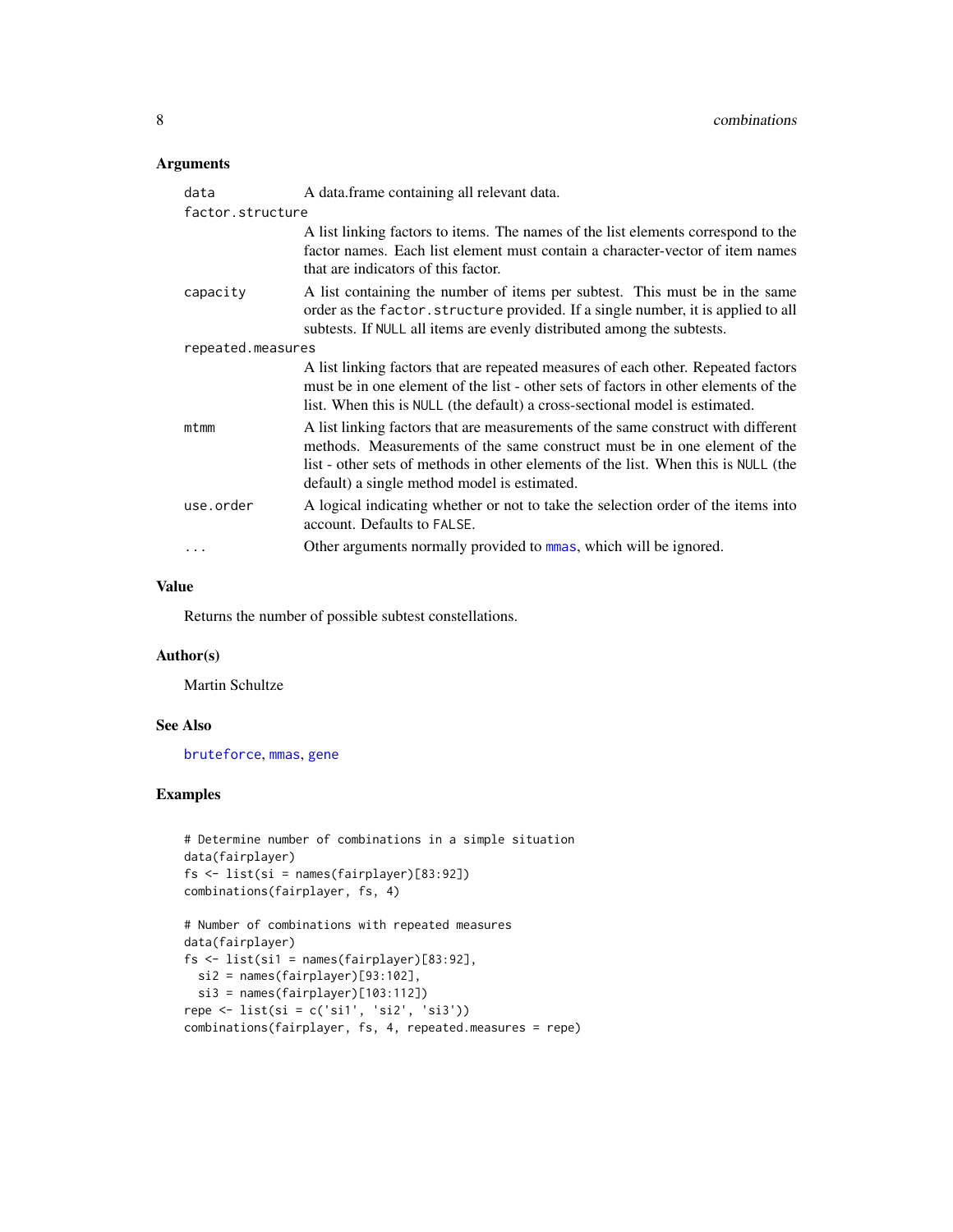## Arguments

| | |
|---|---|
| `data` | A data.frame containing all relevant data. |
| `factor.structure` | A list linking factors to items. The names of the list elements correspond to the factor names. Each list element must contain a character-vector of item names that are indicators of this factor. |
| `capacity` | A list containing the number of items per subtest. This must be in the same order as the `factor.structure` provided. If a single number, it is applied to all subtests. If `NULL` all items are evenly distributed among the subtests. |
| `repeated.measures` | A list linking factors that are repeated measures of each other. Repeated factors must be in one element of the list - other sets of factors in other elements of the list. When this is `NULL` (the default) a cross-sectional model is estimated. |
| `mtmm` | A list linking factors that are measurements of the same construct with different methods. Measurements of the same construct must be in one element of the list - other sets of methods in other elements of the list. When this is `NULL` (the default) a single method model is estimated. |
| `use.order` | A logical indicating whether or not to take the selection order of the items into account. Defaults to `FALSE`. |
| `...` | Other arguments normally provided to `mmas`, which will be ignored. |

## Value

Returns the number of possible subtest constellations.

## Author(s)

Martin Schultze

## See Also

`bruteforce`, `mmas`, `gene`

## Examples

```
# Determine number of combinations in a simple situation
data(fairplayer)
fs <- list(si = names(fairplayer)[83:92])
combinations(fairplayer, fs, 4)

# Number of combinations with repeated measures
data(fairplayer)
fs <- list(si1 = names(fairplayer)[83:92],
  si2 = names(fairplayer)[93:102],
  si3 = names(fairplayer)[103:112])
repe <- list(si = c('si1', 'si2', 'si3'))
combinations(fairplayer, fs, 4, repeated.measures = repe)
```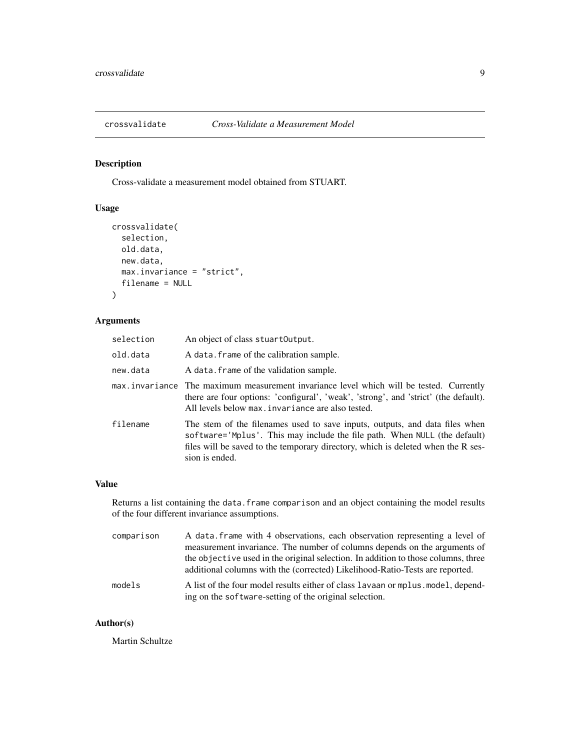## crossvalidate *Cross-Validate a Measurement Model*

### Description

Cross-validate a measurement model obtained from STUART.

### Usage

```
crossvalidate(
  selection,
  old.data,
  new.data,
  max.invariance = "strict",
  filename = NULL
)
```

### Arguments

| | |
|---|---|
| selection | An object of class `stuartOutput`. |
| old.data | A `data.frame` of the calibration sample. |
| new.data | A `data.frame` of the validation sample. |
| max.invariance | The maximum measurement invariance level which will be tested. Currently there are four options: 'configural', 'weak', 'strong', and 'strict' (the default). All levels below `max.invariance` are also tested. |
| filename | The stem of the filenames used to save inputs, outputs, and data files when `software='Mplus'`. This may include the file path. When `NULL` (the default) files will be saved to the temporary directory, which is deleted when the R session is ended. |

### Value

Returns a list containing the `data.frame` `comparison` and an object containing the model results of the four different invariance assumptions.

| | |
|---|---|
| comparison | A `data.frame` with 4 observations, each observation representing a level of measurement invariance. The number of columns depends on the arguments of the `objective` used in the original selection. In addition to those columns, three additional columns with the (corrected) Likelihood-Ratio-Tests are reported. |
| models | A list of the four model results either of class `lavaan` or `mplus.model`, depending on the `software`-setting of the original selection. |

### Author(s)

Martin Schultze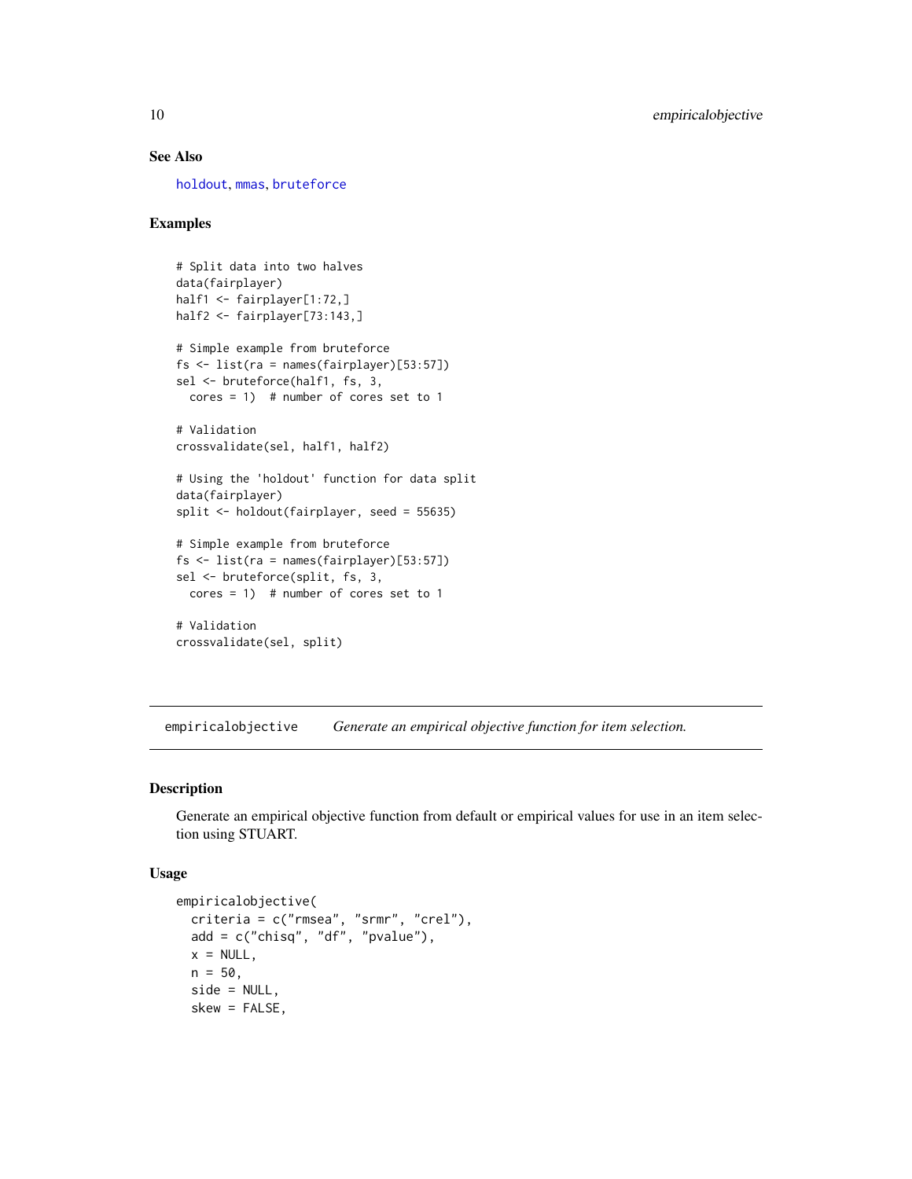### See Also

holdout, mmas, bruteforce

### Examples

```
# Split data into two halves
data(fairplayer)
half1 <- fairplayer[1:72,]
half2 <- fairplayer[73:143,]

# Simple example from bruteforce
fs <- list(ra = names(fairplayer)[53:57])
sel <- bruteforce(half1, fs, 3,
  cores = 1)  # number of cores set to 1

# Validation
crossvalidate(sel, half1, half2)

# Using the 'holdout' function for data split
data(fairplayer)
split <- holdout(fairplayer, seed = 55635)

# Simple example from bruteforce
fs <- list(ra = names(fairplayer)[53:57])
sel <- bruteforce(split, fs, 3,
  cores = 1)  # number of cores set to 1

# Validation
crossvalidate(sel, split)
```

---

## empiricalobjective *Generate an empirical objective function for item selection.*

### Description

Generate an empirical objective function from default or empirical values for use in an item selection using STUART.

### Usage

```
empiricalobjective(
  criteria = c("rmsea", "srmr", "crel"),
  add = c("chisq", "df", "pvalue"),
  x = NULL,
  n = 50,
  side = NULL,
  skew = FALSE,
```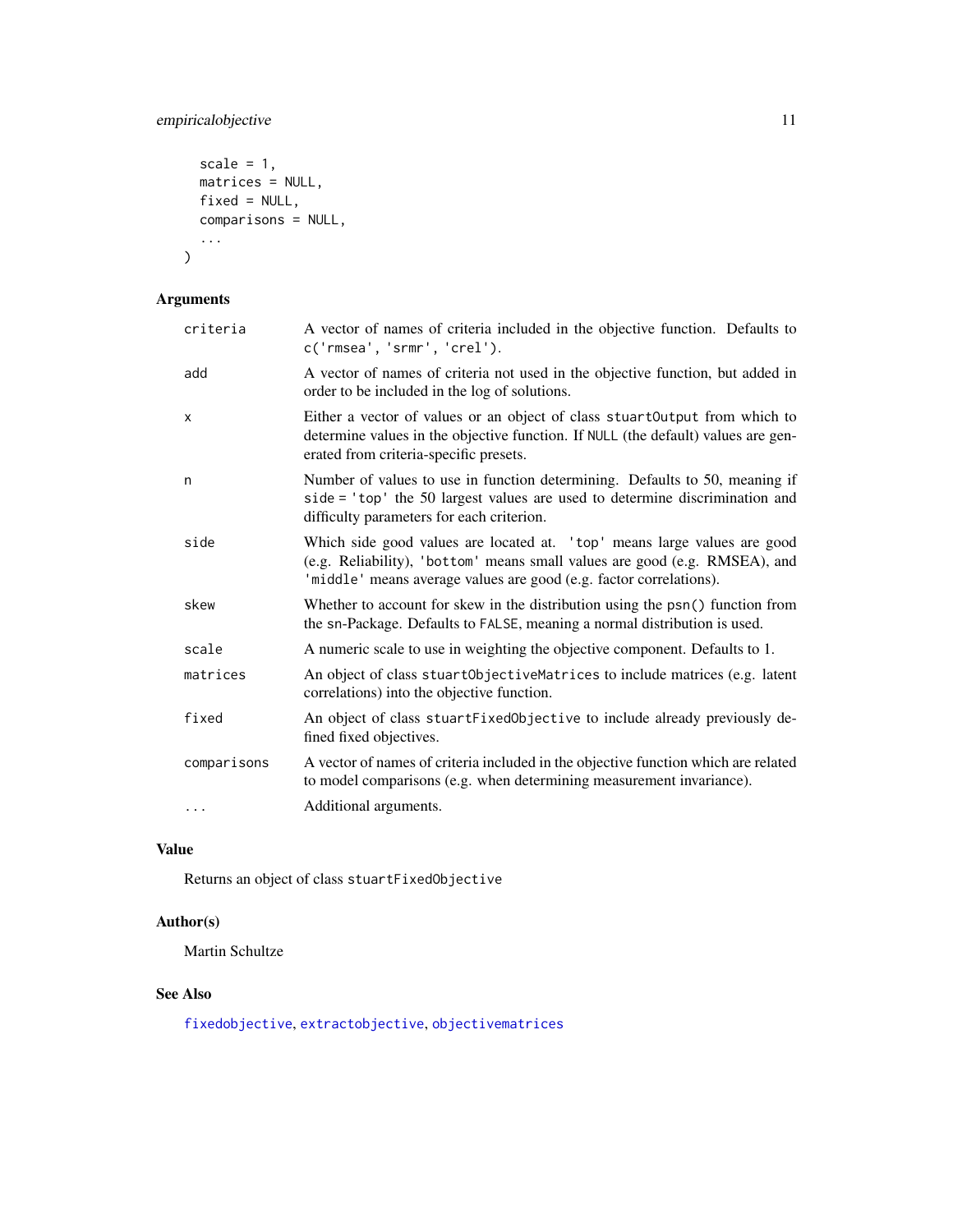```
  scale = 1,
  matrices = NULL,
  fixed = NULL,
  comparisons = NULL,
  ...
)
```

## Arguments

| | |
|---|---|
| criteria | A vector of names of criteria included in the objective function. Defaults to `c('rmsea', 'srmr', 'crel')`. |
| add | A vector of names of criteria not used in the objective function, but added in order to be included in the log of solutions. |
| x | Either a vector of values or an object of class `stuartOutput` from which to determine values in the objective function. If `NULL` (the default) values are generated from criteria-specific presets. |
| n | Number of values to use in function determining. Defaults to 50, meaning if `side = 'top'` the 50 largest values are used to determine discrimination and difficulty parameters for each criterion. |
| side | Which side good values are located at. `'top'` means large values are good (e.g. Reliability), `'bottom'` means small values are good (e.g. RMSEA), and `'middle'` means average values are good (e.g. factor correlations). |
| skew | Whether to account for skew in the distribution using the `psn()` function from the sn-Package. Defaults to `FALSE`, meaning a normal distribution is used. |
| scale | A numeric scale to use in weighting the objective component. Defaults to 1. |
| matrices | An object of class `stuartObjectiveMatrices` to include matrices (e.g. latent correlations) into the objective function. |
| fixed | An object of class `stuartFixedObjective` to include already previously defined fixed objectives. |
| comparisons | A vector of names of criteria included in the objective function which are related to model comparisons (e.g. when determining measurement invariance). |
| ... | Additional arguments. |

## Value

Returns an object of class `stuartFixedObjective`

## Author(s)

Martin Schultze

## See Also

`fixedobjective`, `extractobjective`, `objectivematrices`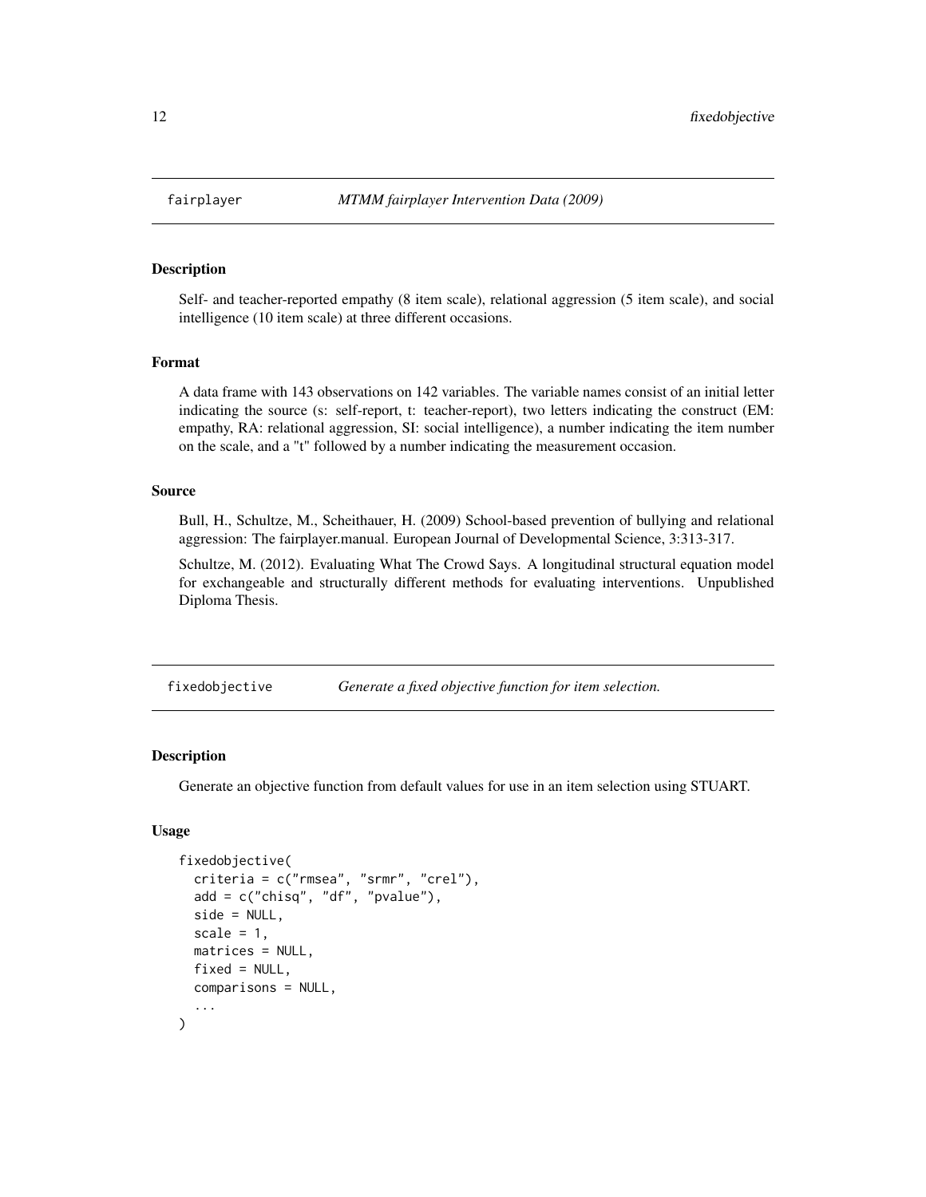## fairplayer — *MTMM fairplayer Intervention Data (2009)*

### Description

Self- and teacher-reported empathy (8 item scale), relational aggression (5 item scale), and social intelligence (10 item scale) at three different occasions.

### Format

A data frame with 143 observations on 142 variables. The variable names consist of an initial letter indicating the source (s: self-report, t: teacher-report), two letters indicating the construct (EM: empathy, RA: relational aggression, SI: social intelligence), a number indicating the item number on the scale, and a "t" followed by a number indicating the measurement occasion.

### Source

Bull, H., Schultze, M., Scheithauer, H. (2009) School-based prevention of bullying and relational aggression: The fairplayer.manual. European Journal of Developmental Science, 3:313-317.

Schultze, M. (2012). Evaluating What The Crowd Says. A longitudinal structural equation model for exchangeable and structurally different methods for evaluating interventions. Unpublished Diploma Thesis.

## fixedobjective — *Generate a fixed objective function for item selection.*

### Description

Generate an objective function from default values for use in an item selection using STUART.

### Usage

```
fixedobjective(
  criteria = c("rmsea", "srmr", "crel"),
  add = c("chisq", "df", "pvalue"),
  side = NULL,
  scale = 1,
  matrices = NULL,
  fixed = NULL,
  comparisons = NULL,
  ...
)
```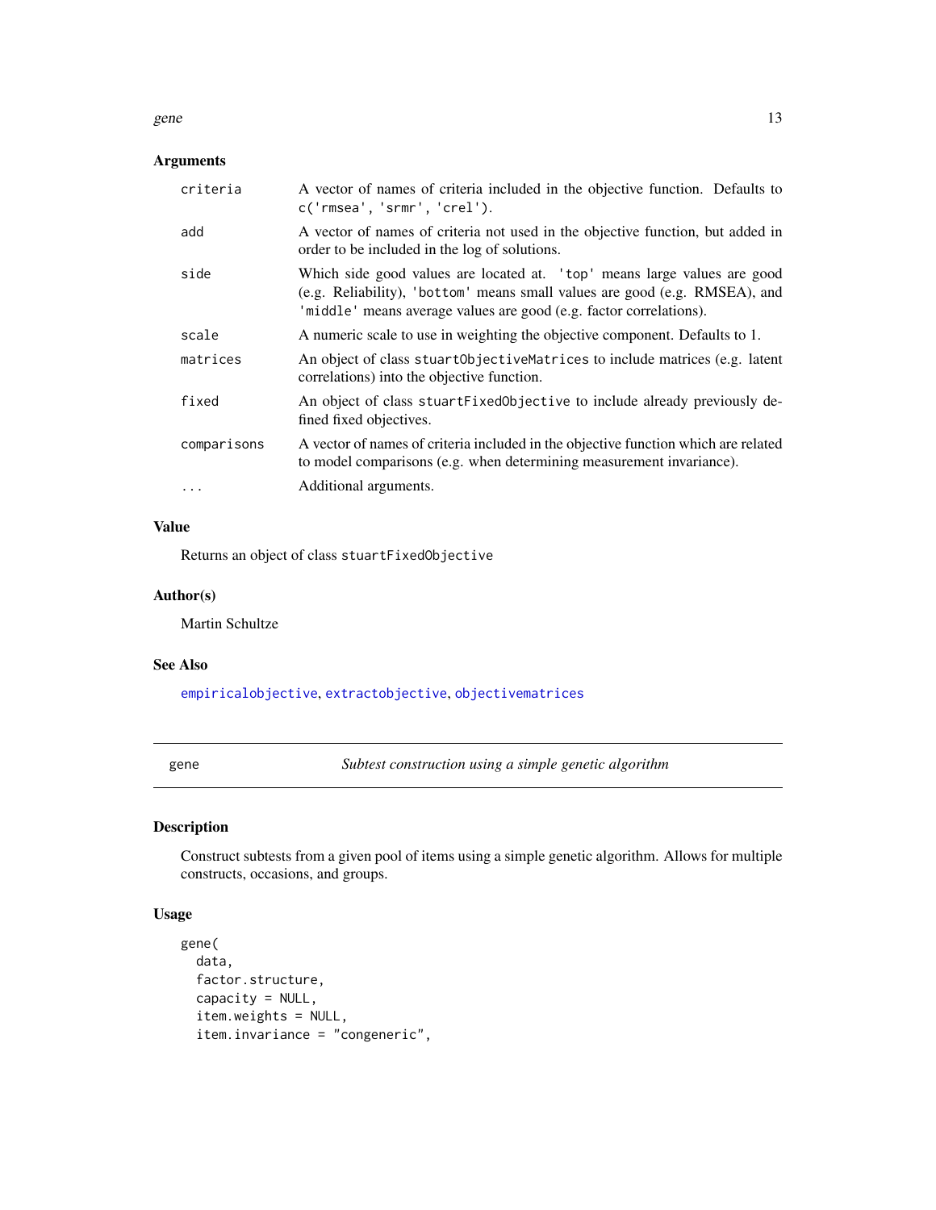### Arguments

| | |
|---|---|
| `criteria` | A vector of names of criteria included in the objective function. Defaults to `c('rmsea', 'srmr', 'crel')`. |
| `add` | A vector of names of criteria not used in the objective function, but added in order to be included in the log of solutions. |
| `side` | Which side good values are located at. `'top'` means large values are good (e.g. Reliability), `'bottom'` means small values are good (e.g. RMSEA), and `'middle'` means average values are good (e.g. factor correlations). |
| `scale` | A numeric scale to use in weighting the objective component. Defaults to 1. |
| `matrices` | An object of class `stuartObjectiveMatrices` to include matrices (e.g. latent correlations) into the objective function. |
| `fixed` | An object of class `stuartFixedObjective` to include already previously defined fixed objectives. |
| `comparisons` | A vector of names of criteria included in the objective function which are related to model comparisons (e.g. when determining measurement invariance). |
| `...` | Additional arguments. |

### Value

Returns an object of class `stuartFixedObjective`

### Author(s)

Martin Schultze

### See Also

`empiricalobjective`, `extractobjective`, `objectivematrices`

---

## gene — *Subtest construction using a simple genetic algorithm*

### Description

Construct subtests from a given pool of items using a simple genetic algorithm. Allows for multiple constructs, occasions, and groups.

### Usage

```
gene(
  data,
  factor.structure,
  capacity = NULL,
  item.weights = NULL,
  item.invariance = "congeneric",
```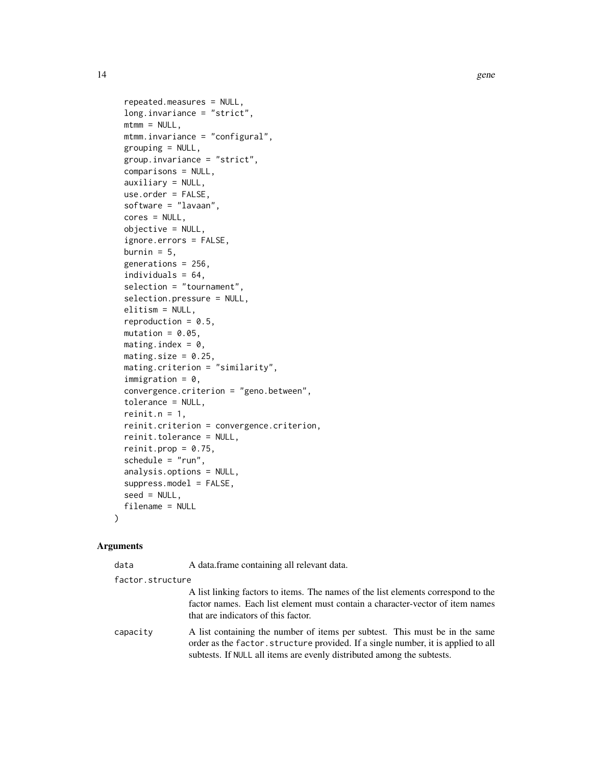```
  repeated.measures = NULL,
  long.invariance = "strict",
  mtmm = NULL,
  mtmm.invariance = "configural",
  grouping = NULL,
  group.invariance = "strict",
  comparisons = NULL,
  auxiliary = NULL,
  use.order = FALSE,
  software = "lavaan",
  cores = NULL,
  objective = NULL,
  ignore.errors = FALSE,
  burnin = 5,
  generations = 256,
  individuals = 64,
  selection = "tournament",
  selection.pressure = NULL,
  elitism = NULL,
  reproduction = 0.5,
  mutation = 0.05,
  mating.index = 0,
  mating.size = 0.25,
  mating.criterion = "similarity",
  immigration = 0,
  convergence.criterion = "geno.between",
  tolerance = NULL,
  reinit.n = 1,
  reinit.criterion = convergence.criterion,
  reinit.tolerance = NULL,
  reinit.prop = 0.75,
  schedule = "run",
  analysis.options = NULL,
  suppress.model = FALSE,
  seed = NULL,
  filename = NULL
)
```

## Arguments

`data` A data.frame containing all relevant data.

`factor.structure` A list linking factors to items. The names of the list elements correspond to the factor names. Each list element must contain a character-vector of item names that are indicators of this factor.

`capacity` A list containing the number of items per subtest. This must be in the same order as the `factor.structure` provided. If a single number, it is applied to all subtests. If `NULL` all items are evenly distributed among the subtests.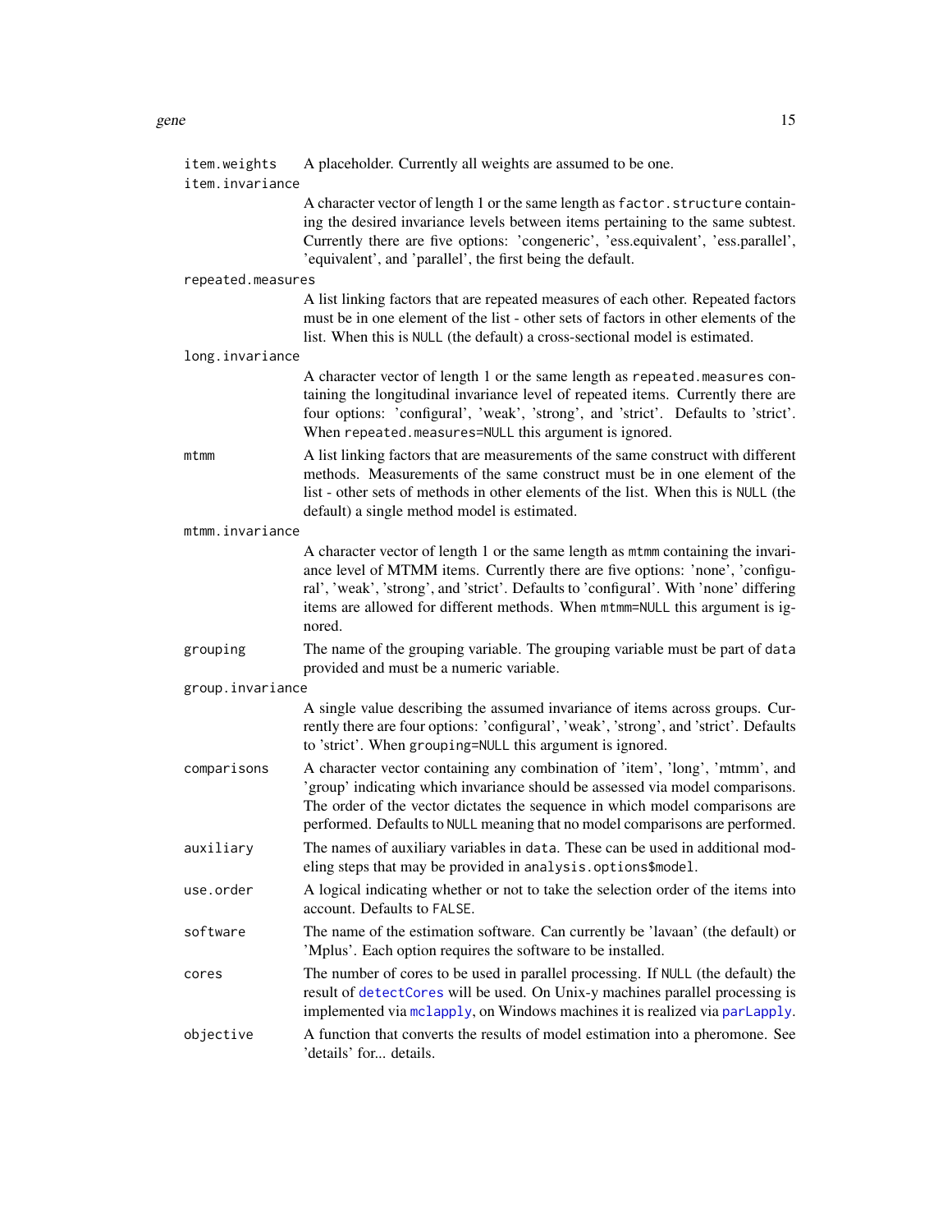`item.weights` A placeholder. Currently all weights are assumed to be one.

`item.invariance`
: A character vector of length 1 or the same length as `factor.structure` containing the desired invariance levels between items pertaining to the same subtest. Currently there are five options: 'congeneric', 'ess.equivalent', 'ess.parallel', 'equivalent', and 'parallel', the first being the default.

`repeated.measures`
: A list linking factors that are repeated measures of each other. Repeated factors must be in one element of the list - other sets of factors in other elements of the list. When this is `NULL` (the default) a cross-sectional model is estimated.

`long.invariance`
: A character vector of length 1 or the same length as `repeated.measures` containing the longitudinal invariance level of repeated items. Currently there are four options: 'configural', 'weak', 'strong', and 'strict'. Defaults to 'strict'. When `repeated.measures=NULL` this argument is ignored.

`mtmm` A list linking factors that are measurements of the same construct with different methods. Measurements of the same construct must be in one element of the list - other sets of methods in other elements of the list. When this is `NULL` (the default) a single method model is estimated.

`mtmm.invariance`
: A character vector of length 1 or the same length as `mtmm` containing the invariance level of MTMM items. Currently there are five options: 'none', 'configural', 'weak', 'strong', and 'strict'. Defaults to 'configural'. With 'none' differing items are allowed for different methods. When `mtmm=NULL` this argument is ignored.

`grouping` The name of the grouping variable. The grouping variable must be part of `data` provided and must be a numeric variable.

`group.invariance`
: A single value describing the assumed invariance of items across groups. Currently there are four options: 'configural', 'weak', 'strong', and 'strict'. Defaults to 'strict'. When `grouping=NULL` this argument is ignored.

`comparisons` A character vector containing any combination of 'item', 'long', 'mtmm', and 'group' indicating which invariance should be assessed via model comparisons. The order of the vector dictates the sequence in which model comparisons are performed. Defaults to `NULL` meaning that no model comparisons are performed.

`auxiliary` The names of auxiliary variables in `data`. These can be used in additional modeling steps that may be provided in `analysis.options$model`.

`use.order` A logical indicating whether or not to take the selection order of the items into account. Defaults to `FALSE`.

`software` The name of the estimation software. Can currently be 'lavaan' (the default) or 'Mplus'. Each option requires the software to be installed.

`cores` The number of cores to be used in parallel processing. If `NULL` (the default) the result of `detectCores` will be used. On Unix-y machines parallel processing is implemented via `mclapply`, on Windows machines it is realized via `parLapply`.

`objective` A function that converts the results of model estimation into a pheromone. See 'details' for... details.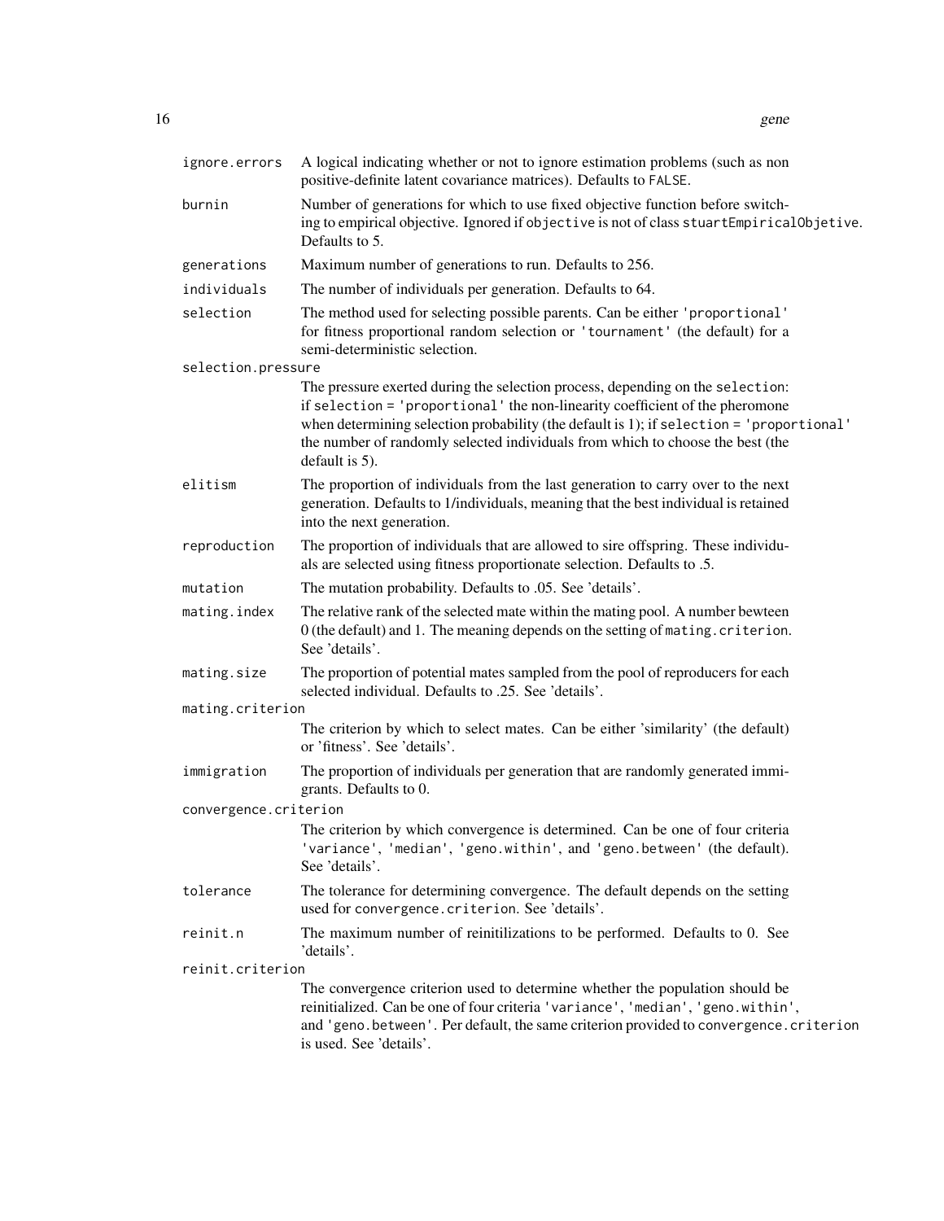| | |
|---|---|
| `ignore.errors` | A logical indicating whether or not to ignore estimation problems (such as non positive-definite latent covariance matrices). Defaults to `FALSE`. |
| `burnin` | Number of generations for which to use fixed objective function before switching to empirical objective. Ignored if `objective` is not of class `stuartEmpiricalObjetive`. Defaults to 5. |
| `generations` | Maximum number of generations to run. Defaults to 256. |
| `individuals` | The number of individuals per generation. Defaults to 64. |
| `selection` | The method used for selecting possible parents. Can be either `'proportional'` for fitness proportional random selection or `'tournament'` (the default) for a semi-deterministic selection. |
| `selection.pressure` | The pressure exerted during the selection process, depending on the `selection`: if `selection = 'proportional'` the non-linearity coefficient of the pheromone when determining selection probability (the default is 1); if `selection = 'proportional'` the number of randomly selected individuals from which to choose the best (the default is 5). |
| `elitism` | The proportion of individuals from the last generation to carry over to the next generation. Defaults to 1/individuals, meaning that the best individual is retained into the next generation. |
| `reproduction` | The proportion of individuals that are allowed to sire offspring. These individuals are selected using fitness proportionate selection. Defaults to .5. |
| `mutation` | The mutation probability. Defaults to .05. See 'details'. |
| `mating.index` | The relative rank of the selected mate within the mating pool. A number bewteen 0 (the default) and 1. The meaning depends on the setting of `mating.criterion`. See 'details'. |
| `mating.size` | The proportion of potential mates sampled from the pool of reproducers for each selected individual. Defaults to .25. See 'details'. |
| `mating.criterion` | The criterion by which to select mates. Can be either 'similarity' (the default) or 'fitness'. See 'details'. |
| `immigration` | The proportion of individuals per generation that are randomly generated immigrants. Defaults to 0. |
| `convergence.criterion` | The criterion by which convergence is determined. Can be one of four criteria `'variance'`, `'median'`, `'geno.within'`, and `'geno.between'` (the default). See 'details'. |
| `tolerance` | The tolerance for determining convergence. The default depends on the setting used for `convergence.criterion`. See 'details'. |
| `reinit.n` | The maximum number of reinitilizations to be performed. Defaults to 0. See 'details'. |
| `reinit.criterion` | The convergence criterion used to determine whether the population should be reinitialized. Can be one of four criteria `'variance'`, `'median'`, `'geno.within'`, and `'geno.between'`. Per default, the same criterion provided to `convergence.criterion` is used. See 'details'. |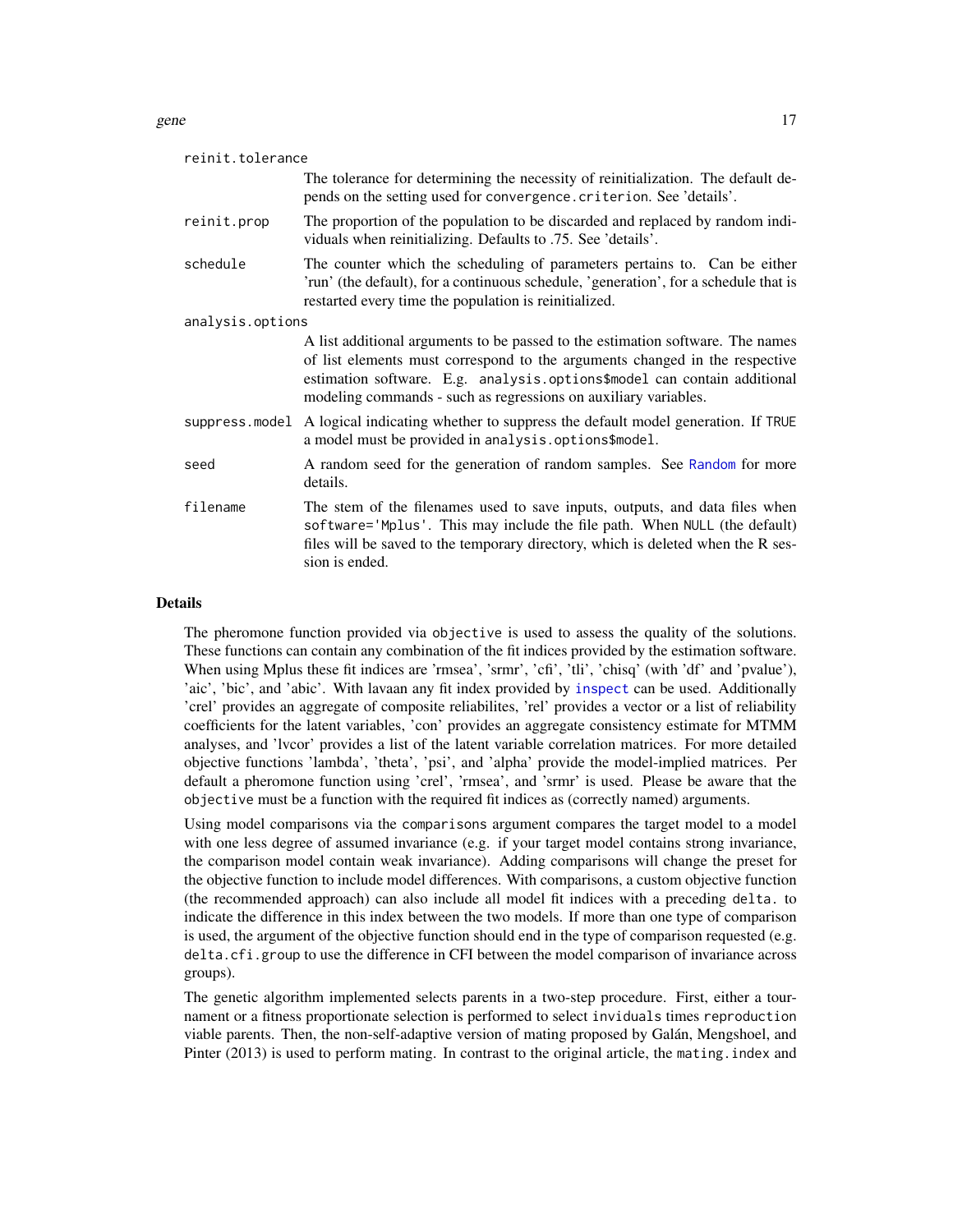`reinit.tolerance`
: The tolerance for determining the necessity of reinitialization. The default depends on the setting used for `convergence.criterion`. See 'details'.

`reinit.prop`
: The proportion of the population to be discarded and replaced by random individuals when reinitializing. Defaults to .75. See 'details'.

`schedule`
: The counter which the scheduling of parameters pertains to. Can be either 'run' (the default), for a continuous schedule, 'generation', for a schedule that is restarted every time the population is reinitialized.

`analysis.options`
: A list additional arguments to be passed to the estimation software. The names of list elements must correspond to the arguments changed in the respective estimation software. E.g. `analysis.options$model` can contain additional modeling commands - such as regressions on auxiliary variables.

`suppress.model`
: A logical indicating whether to suppress the default model generation. If `TRUE` a model must be provided in `analysis.options$model`.

`seed`
: A random seed for the generation of random samples. See Random for more details.

`filename`
: The stem of the filenames used to save inputs, outputs, and data files when `software='Mplus'`. This may include the file path. When `NULL` (the default) files will be saved to the temporary directory, which is deleted when the R session is ended.

## Details

The pheromone function provided via `objective` is used to assess the quality of the solutions. These functions can contain any combination of the fit indices provided by the estimation software. When using Mplus these fit indices are 'rmsea', 'srmr', 'cfi', 'tli', 'chisq' (with 'df' and 'pvalue'), 'aic', 'bic', and 'abic'. With lavaan any fit index provided by inspect can be used. Additionally 'crel' provides an aggregate of composite reliabilites, 'rel' provides a vector or a list of reliability coefficients for the latent variables, 'con' provides an aggregate consistency estimate for MTMM analyses, and 'lvcor' provides a list of the latent variable correlation matrices. For more detailed objective functions 'lambda', 'theta', 'psi', and 'alpha' provide the model-implied matrices. Per default a pheromone function using 'crel', 'rmsea', and 'srmr' is used. Please be aware that the `objective` must be a function with the required fit indices as (correctly named) arguments.

Using model comparisons via the `comparisons` argument compares the target model to a model with one less degree of assumed invariance (e.g. if your target model contains strong invariance, the comparison model contain weak invariance). Adding comparisons will change the preset for the objective function to include model differences. With comparisons, a custom objective function (the recommended approach) can also include all model fit indices with a preceding `delta.` to indicate the difference in this index between the two models. If more than one type of comparison is used, the argument of the objective function should end in the type of comparison requested (e.g. `delta.cfi.group` to use the difference in CFI between the model comparison of invariance across groups).

The genetic algorithm implemented selects parents in a two-step procedure. First, either a tournament or a fitness proportionate selection is performed to select `inviduals` times `reproduction` viable parents. Then, the non-self-adaptive version of mating proposed by Galán, Mengshoel, and Pinter (2013) is used to perform mating. In contrast to the original article, the `mating.index` and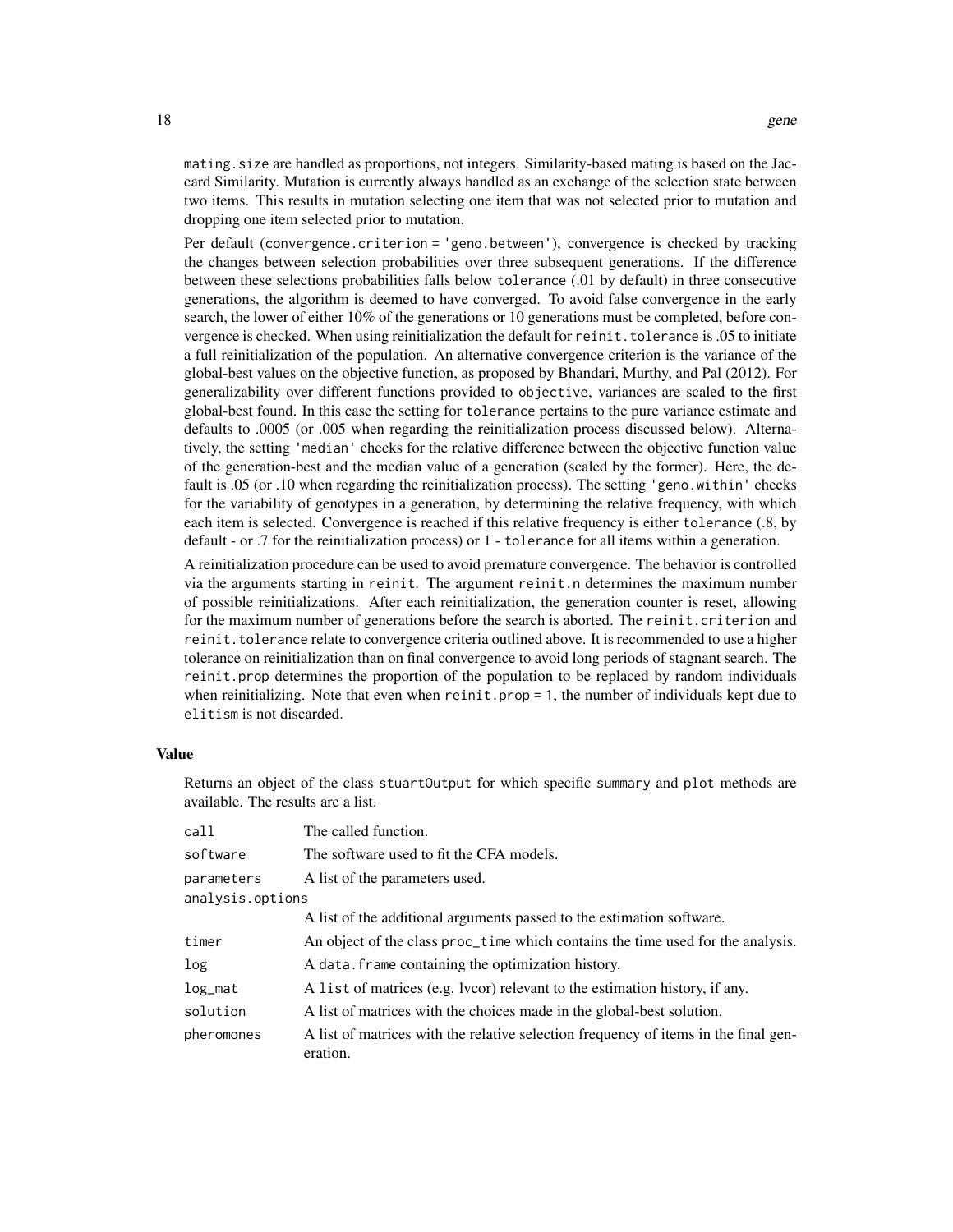mating.size are handled as proportions, not integers. Similarity-based mating is based on the Jaccard Similarity. Mutation is currently always handled as an exchange of the selection state between two items. This results in mutation selecting one item that was not selected prior to mutation and dropping one item selected prior to mutation.

Per default (convergence.criterion = 'geno.between'), convergence is checked by tracking the changes between selection probabilities over three subsequent generations. If the difference between these selections probabilities falls below tolerance (.01 by default) in three consecutive generations, the algorithm is deemed to have converged. To avoid false convergence in the early search, the lower of either 10% of the generations or 10 generations must be completed, before convergence is checked. When using reinitialization the default for reinit.tolerance is .05 to initiate a full reinitialization of the population. An alternative convergence criterion is the variance of the global-best values on the objective function, as proposed by Bhandari, Murthy, and Pal (2012). For generalizability over different functions provided to objective, variances are scaled to the first global-best found. In this case the setting for tolerance pertains to the pure variance estimate and defaults to .0005 (or .005 when regarding the reinitialization process discussed below). Alternatively, the setting 'median' checks for the relative difference between the objective function value of the generation-best and the median value of a generation (scaled by the former). Here, the default is .05 (or .10 when regarding the reinitialization process). The setting 'geno.within' checks for the variability of genotypes in a generation, by determining the relative frequency, with which each item is selected. Convergence is reached if this relative frequency is either tolerance (.8, by default - or .7 for the reinitialization process) or 1 - tolerance for all items within a generation.

A reinitialization procedure can be used to avoid premature convergence. The behavior is controlled via the arguments starting in reinit. The argument reinit.n determines the maximum number of possible reinitializations. After each reinitialization, the generation counter is reset, allowing for the maximum number of generations before the search is aborted. The reinit.criterion and reinit.tolerance relate to convergence criteria outlined above. It is recommended to use a higher tolerance on reinitialization than on final convergence to avoid long periods of stagnant search. The reinit.prop determines the proportion of the population to be replaced by random individuals when reinitializing. Note that even when reinit.prop = 1, the number of individuals kept due to elitism is not discarded.

## Value

Returns an object of the class stuartOutput for which specific summary and plot methods are available. The results are a list.

| | |
|---|---|
| call | The called function. |
| software | The software used to fit the CFA models. |
| parameters | A list of the parameters used. |
| analysis.options | A list of the additional arguments passed to the estimation software. |
| timer | An object of the class proc_time which contains the time used for the analysis. |
| log | A data.frame containing the optimization history. |
| log_mat | A list of matrices (e.g. lvcor) relevant to the estimation history, if any. |
| solution | A list of matrices with the choices made in the global-best solution. |
| pheromones | A list of matrices with the relative selection frequency of items in the final generation. |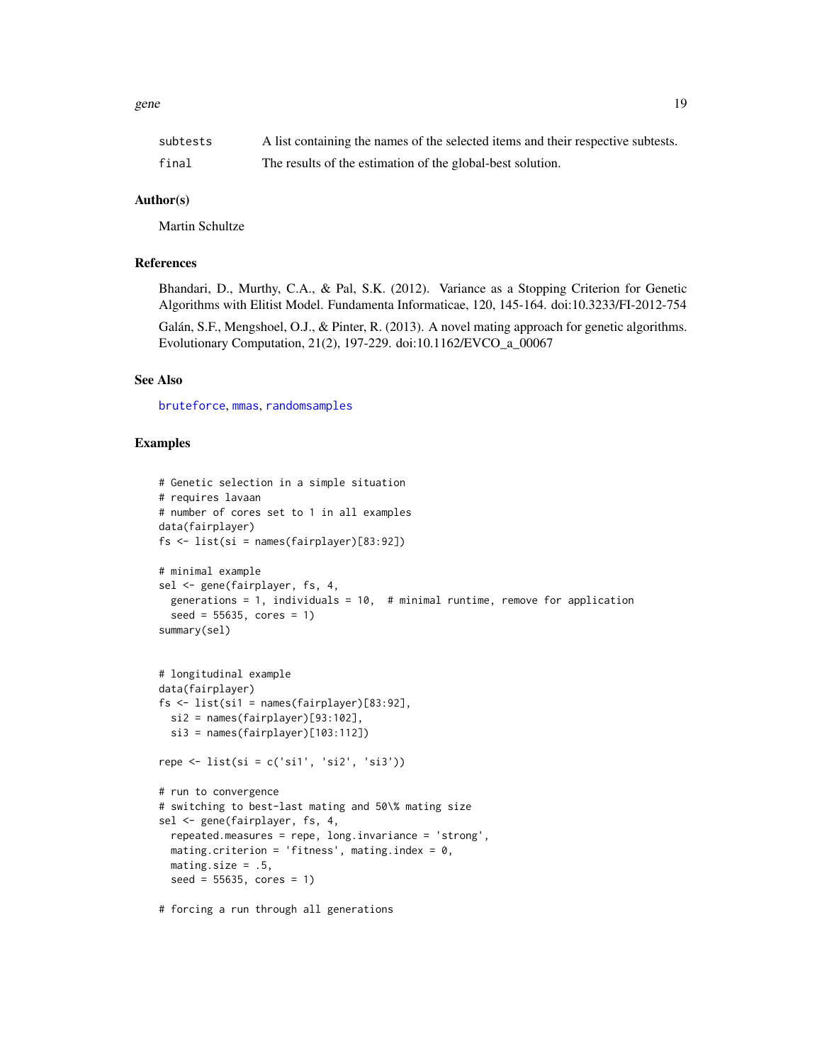| | |
|---|---|
| subtests | A list containing the names of the selected items and their respective subtests. |
| final | The results of the estimation of the global-best solution. |

### Author(s)

Martin Schultze

### References

Bhandari, D., Murthy, C.A., & Pal, S.K. (2012). Variance as a Stopping Criterion for Genetic Algorithms with Elitist Model. Fundamenta Informaticae, 120, 145-164. doi:10.3233/FI-2012-754

Galán, S.F., Mengshoel, O.J., & Pinter, R. (2013). A novel mating approach for genetic algorithms. Evolutionary Computation, 21(2), 197-229. doi:10.1162/EVCO_a_00067

### See Also

bruteforce, mmas, randomsamples

### Examples

```
# Genetic selection in a simple situation
# requires lavaan
# number of cores set to 1 in all examples
data(fairplayer)
fs <- list(si = names(fairplayer)[83:92])

# minimal example
sel <- gene(fairplayer, fs, 4,
  generations = 1, individuals = 10,  # minimal runtime, remove for application
  seed = 55635, cores = 1)
summary(sel)


# longitudinal example
data(fairplayer)
fs <- list(si1 = names(fairplayer)[83:92],
  si2 = names(fairplayer)[93:102],
  si3 = names(fairplayer)[103:112])

repe <- list(si = c('si1', 'si2', 'si3'))

# run to convergence
# switching to best-last mating and 50\% mating size
sel <- gene(fairplayer, fs, 4,
  repeated.measures = repe, long.invariance = 'strong',
  mating.criterion = 'fitness', mating.index = 0,
  mating.size = .5,
  seed = 55635, cores = 1)

# forcing a run through all generations
```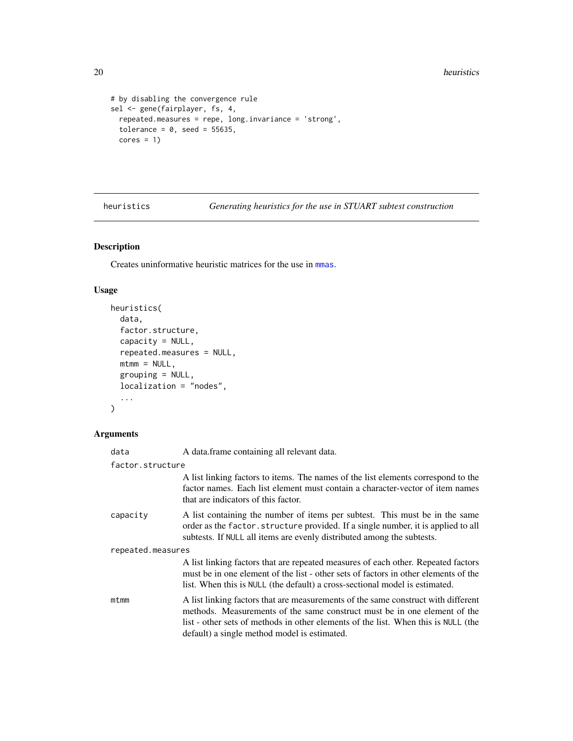```
# by disabling the convergence rule
sel <- gene(fairplayer, fs, 4,
  repeated.measures = repe, long.invariance = 'strong',
  tolerance = 0, seed = 55635,
  cores = 1)
```

---

## heuristics — *Generating heuristics for the use in STUART subtest construction*

### Description

Creates uninformative heuristic matrices for the use in mmas.

### Usage

```
heuristics(
  data,
  factor.structure,
  capacity = NULL,
  repeated.measures = NULL,
  mtmm = NULL,
  grouping = NULL,
  localization = "nodes",
  ...
)
```

### Arguments

| Argument | Description |
|---|---|
| `data` | A data.frame containing all relevant data. |
| `factor.structure` | A list linking factors to items. The names of the list elements correspond to the factor names. Each list element must contain a character-vector of item names that are indicators of this factor. |
| `capacity` | A list containing the number of items per subtest. This must be in the same order as the `factor.structure` provided. If a single number, it is applied to all subtests. If `NULL` all items are evenly distributed among the subtests. |
| `repeated.measures` | A list linking factors that are repeated measures of each other. Repeated factors must be in one element of the list - other sets of factors in other elements of the list. When this is `NULL` (the default) a cross-sectional model is estimated. |
| `mtmm` | A list linking factors that are measurements of the same construct with different methods. Measurements of the same construct must be in one element of the list - other sets of methods in other elements of the list. When this is `NULL` (the default) a single method model is estimated. |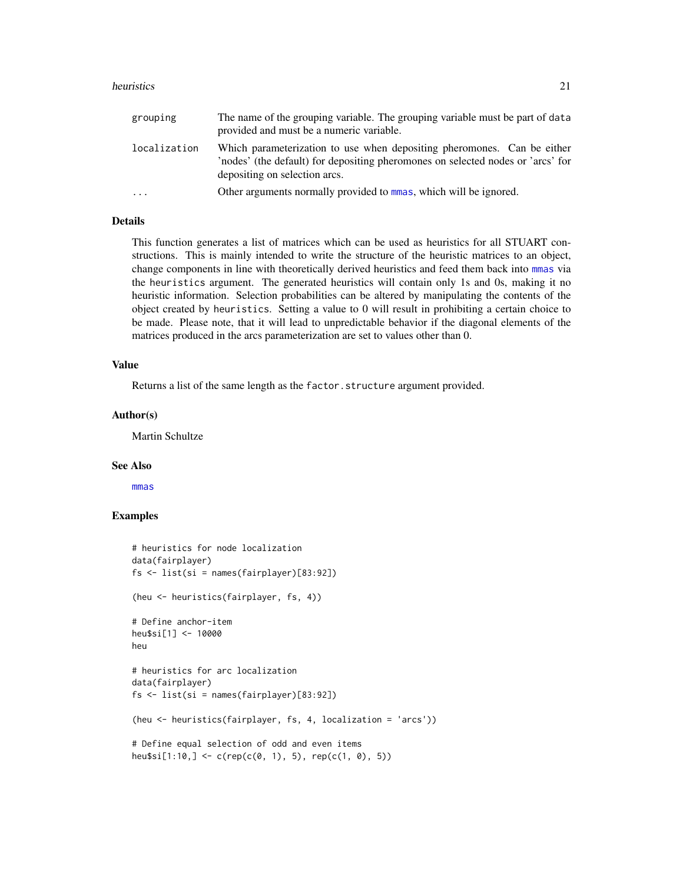| | |
|---|---|
| grouping | The name of the grouping variable. The grouping variable must be part of data provided and must be a numeric variable. |
| localization | Which parameterization to use when depositing pheromones. Can be either 'nodes' (the default) for depositing pheromones on selected nodes or 'arcs' for depositing on selection arcs. |
| ... | Other arguments normally provided to mmas, which will be ignored. |

### Details

This function generates a list of matrices which can be used as heuristics for all STUART constructions. This is mainly intended to write the structure of the heuristic matrices to an object, change components in line with theoretically derived heuristics and feed them back into mmas via the heuristics argument. The generated heuristics will contain only 1s and 0s, making it no heuristic information. Selection probabilities can be altered by manipulating the contents of the object created by heuristics. Setting a value to 0 will result in prohibiting a certain choice to be made. Please note, that it will lead to unpredictable behavior if the diagonal elements of the matrices produced in the arcs parameterization are set to values other than 0.

### Value

Returns a list of the same length as the factor.structure argument provided.

### Author(s)

Martin Schultze

### See Also

mmas

### Examples

```
# heuristics for node localization
data(fairplayer)
fs <- list(si = names(fairplayer)[83:92])

(heu <- heuristics(fairplayer, fs, 4))

# Define anchor-item
heu$si[1] <- 10000
heu

# heuristics for arc localization
data(fairplayer)
fs <- list(si = names(fairplayer)[83:92])

(heu <- heuristics(fairplayer, fs, 4, localization = 'arcs'))

# Define equal selection of odd and even items
heu$si[1:10,] <- c(rep(c(0, 1), 5), rep(c(1, 0), 5))
```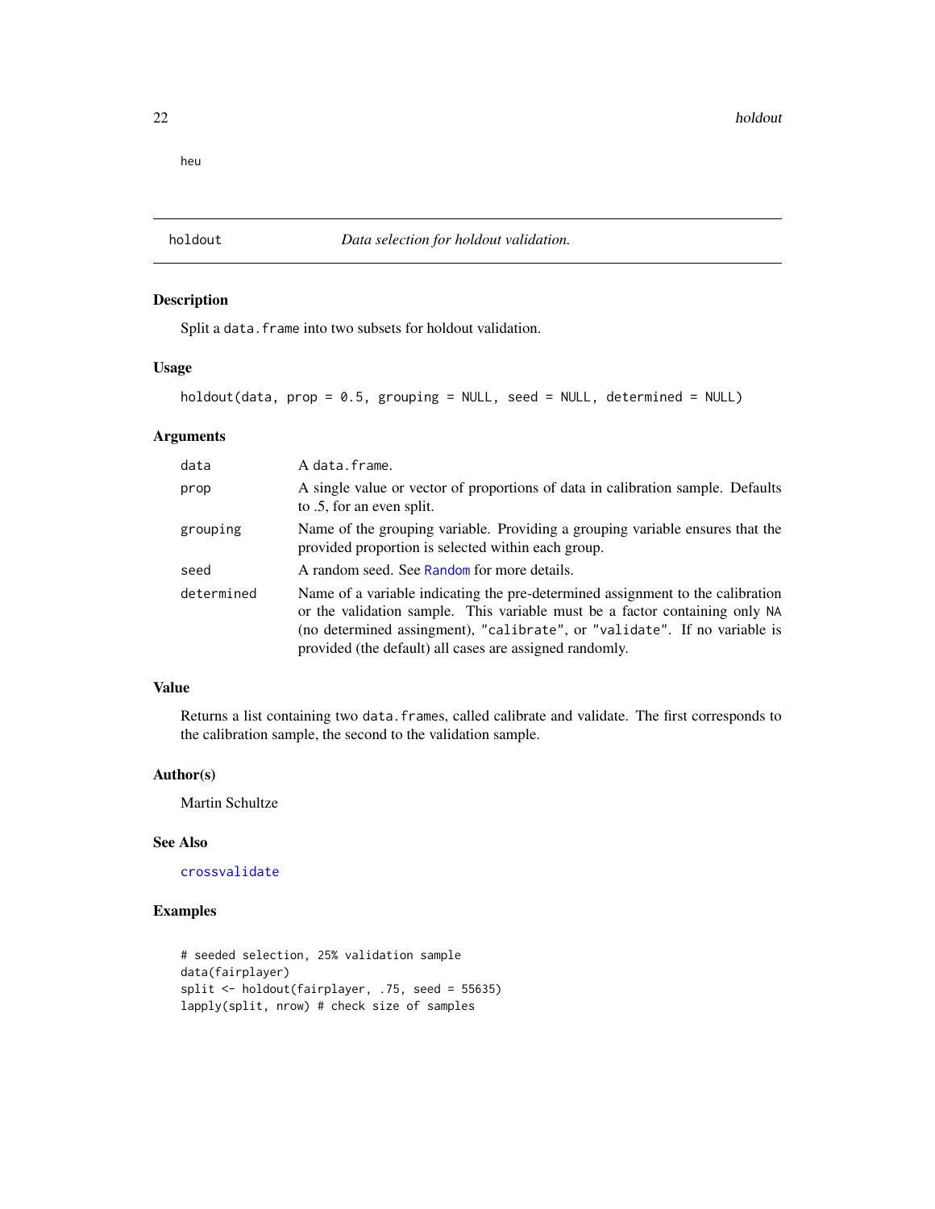heu

## holdout — *Data selection for holdout validation.*

### Description

Split a `data.frame` into two subsets for holdout validation.

### Usage

```
holdout(data, prop = 0.5, grouping = NULL, seed = NULL, determined = NULL)
```

### Arguments

| | |
|---|---|
| `data` | A `data.frame`. |
| `prop` | A single value or vector of proportions of data in calibration sample. Defaults to .5, for an even split. |
| `grouping` | Name of the grouping variable. Providing a grouping variable ensures that the provided proportion is selected within each group. |
| `seed` | A random seed. See `Random` for more details. |
| `determined` | Name of a variable indicating the pre-determined assignment to the calibration or the validation sample. This variable must be a factor containing only `NA` (no determined assingment), `"calibrate"`, or `"validate"`. If no variable is provided (the default) all cases are assigned randomly. |

### Value

Returns a list containing two `data.frames`, called calibrate and validate. The first corresponds to the calibration sample, the second to the validation sample.

### Author(s)

Martin Schultze

### See Also

`crossvalidate`

### Examples

```
# seeded selection, 25% validation sample
data(fairplayer)
split <- holdout(fairplayer, .75, seed = 55635)
lapply(split, nrow) # check size of samples
```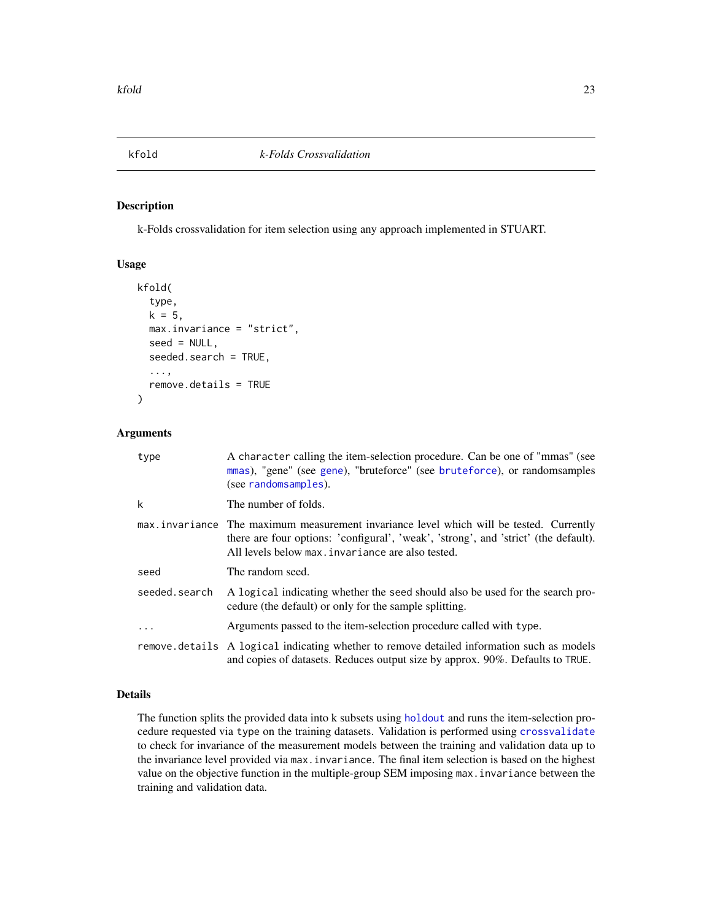## kfold — *k-Folds Crossvalidation*

### Description

k-Folds crossvalidation for item selection using any approach implemented in STUART.

### Usage

```
kfold(
  type,
  k = 5,
  max.invariance = "strict",
  seed = NULL,
  seeded.search = TRUE,
  ...,
  remove.details = TRUE
)
```

### Arguments

| Argument | Description |
|---|---|
| `type` | A `character` calling the item-selection procedure. Can be one of "mmas" (see `mmas`), "gene" (see `gene`), "bruteforce" (see `bruteforce`), or randomsamples (see `randomsamples`). |
| `k` | The number of folds. |
| `max.invariance` | The maximum measurement invariance level which will be tested. Currently there are four options: 'configural', 'weak', 'strong', and 'strict' (the default). All levels below `max.invariance` are also tested. |
| `seed` | The random seed. |
| `seeded.search` | A `logical` indicating whether the `seed` should also be used for the search procedure (the default) or only for the sample splitting. |
| `...` | Arguments passed to the item-selection procedure called with `type`. |
| `remove.details` | A `logical` indicating whether to remove detailed information such as models and copies of datasets. Reduces output size by approx. 90%. Defaults to `TRUE`. |

### Details

The function splits the provided data into k subsets using `holdout` and runs the item-selection procedure requested via `type` on the training datasets. Validation is performed using `crossvalidate` to check for invariance of the measurement models between the training and validation data up to the invariance level provided via `max.invariance`. The final item selection is based on the highest value on the objective function in the multiple-group SEM imposing `max.invariance` between the training and validation data.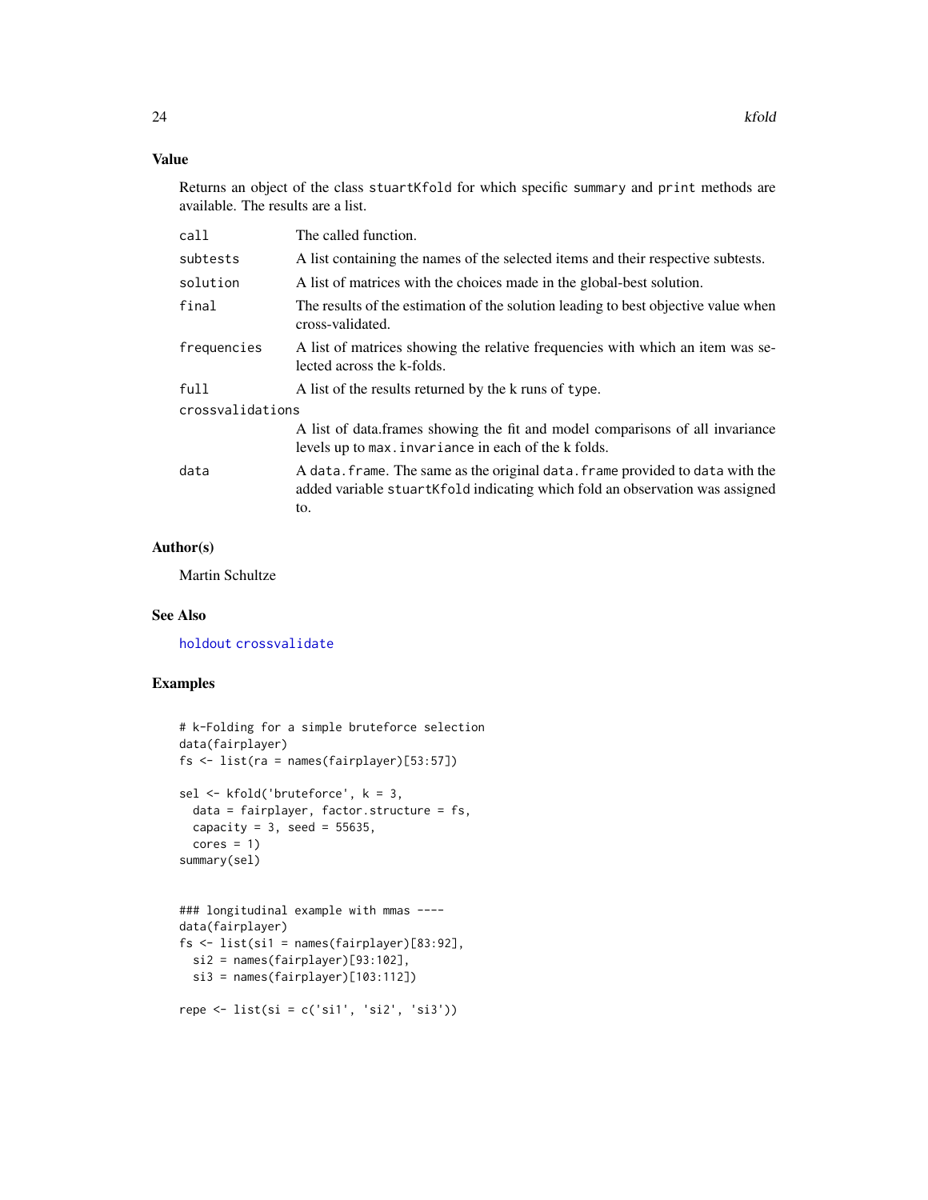## Value

Returns an object of the class `stuartKfold` for which specific `summary` and `print` methods are available. The results are a list.

| | |
|---|---|
| `call` | The called function. |
| `subtests` | A list containing the names of the selected items and their respective subtests. |
| `solution` | A list of matrices with the choices made in the global-best solution. |
| `final` | The results of the estimation of the solution leading to best objective value when cross-validated. |
| `frequencies` | A list of matrices showing the relative frequencies with which an item was selected across the k-folds. |
| `full` | A list of the results returned by the k runs of `type`. |
| `crossvalidations` | A list of data.frames showing the fit and model comparisons of all invariance levels up to `max.invariance` in each of the k folds. |
| `data` | A `data.frame`. The same as the original `data.frame` provided to `data` with the added variable `stuartKfold` indicating which fold an observation was assigned to. |

## Author(s)

Martin Schultze

## See Also

`holdout` `crossvalidate`

## Examples

```
# k-Folding for a simple bruteforce selection
data(fairplayer)
fs <- list(ra = names(fairplayer)[53:57])

sel <- kfold('bruteforce', k = 3,
  data = fairplayer, factor.structure = fs,
  capacity = 3, seed = 55635,
  cores = 1)
summary(sel)


### longitudinal example with mmas ----
data(fairplayer)
fs <- list(si1 = names(fairplayer)[83:92],
  si2 = names(fairplayer)[93:102],
  si3 = names(fairplayer)[103:112])

repe <- list(si = c('si1', 'si2', 'si3'))
```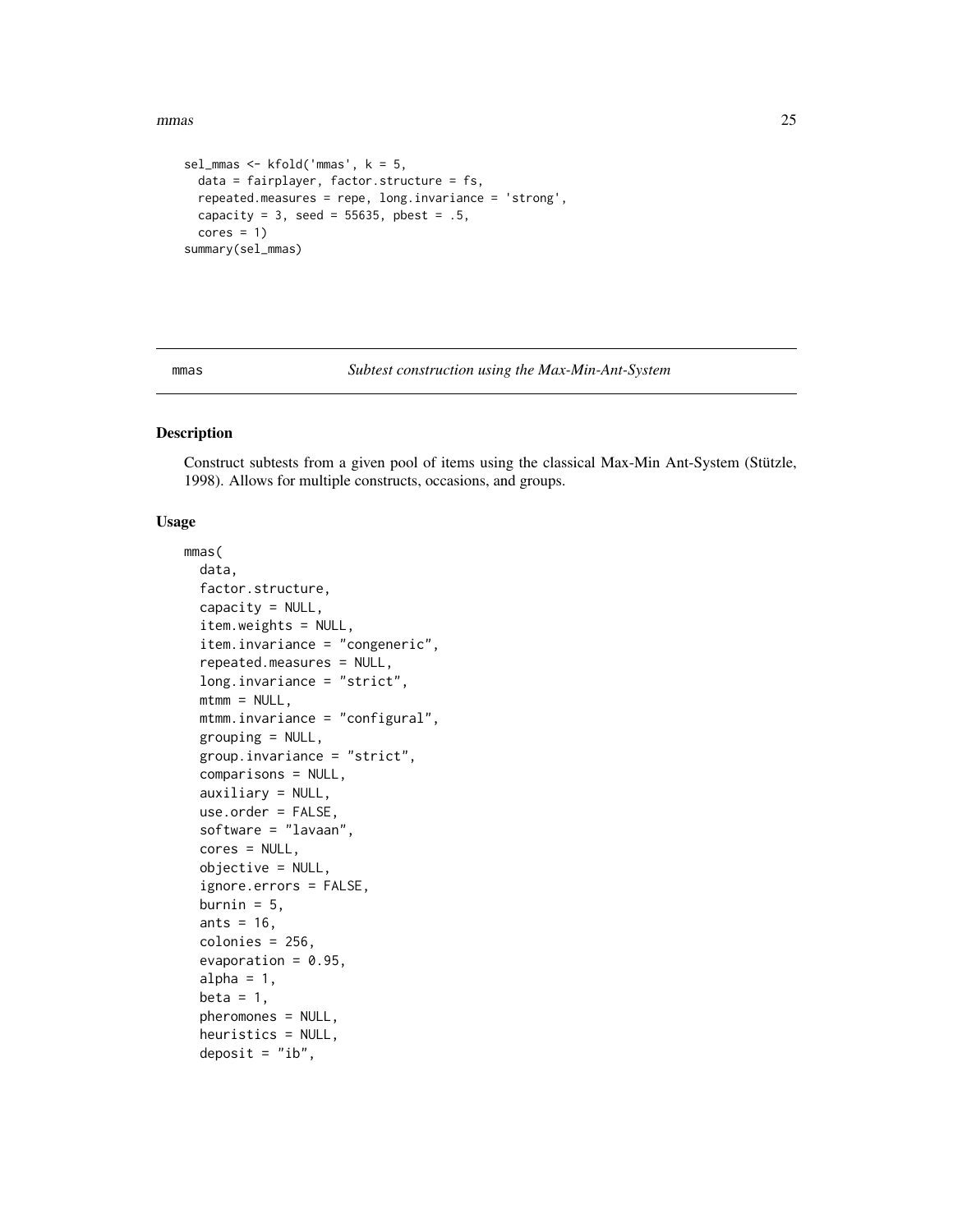```
sel_mmas <- kfold('mmas', k = 5,
  data = fairplayer, factor.structure = fs,
  repeated.measures = repe, long.invariance = 'strong',
  capacity = 3, seed = 55635, pbest = .5,
  cores = 1)
summary(sel_mmas)
```

---

mmas — *Subtest construction using the Max-Min-Ant-System*

---

## Description

Construct subtests from a given pool of items using the classical Max-Min Ant-System (Stützle, 1998). Allows for multiple constructs, occasions, and groups.

## Usage

```
mmas(
  data,
  factor.structure,
  capacity = NULL,
  item.weights = NULL,
  item.invariance = "congeneric",
  repeated.measures = NULL,
  long.invariance = "strict",
  mtmm = NULL,
  mtmm.invariance = "configural",
  grouping = NULL,
  group.invariance = "strict",
  comparisons = NULL,
  auxiliary = NULL,
  use.order = FALSE,
  software = "lavaan",
  cores = NULL,
  objective = NULL,
  ignore.errors = FALSE,
  burnin = 5,
  ants = 16,
  colonies = 256,
  evaporation = 0.95,
  alpha = 1,
  beta = 1,
  pheromones = NULL,
  heuristics = NULL,
  deposit = "ib",
```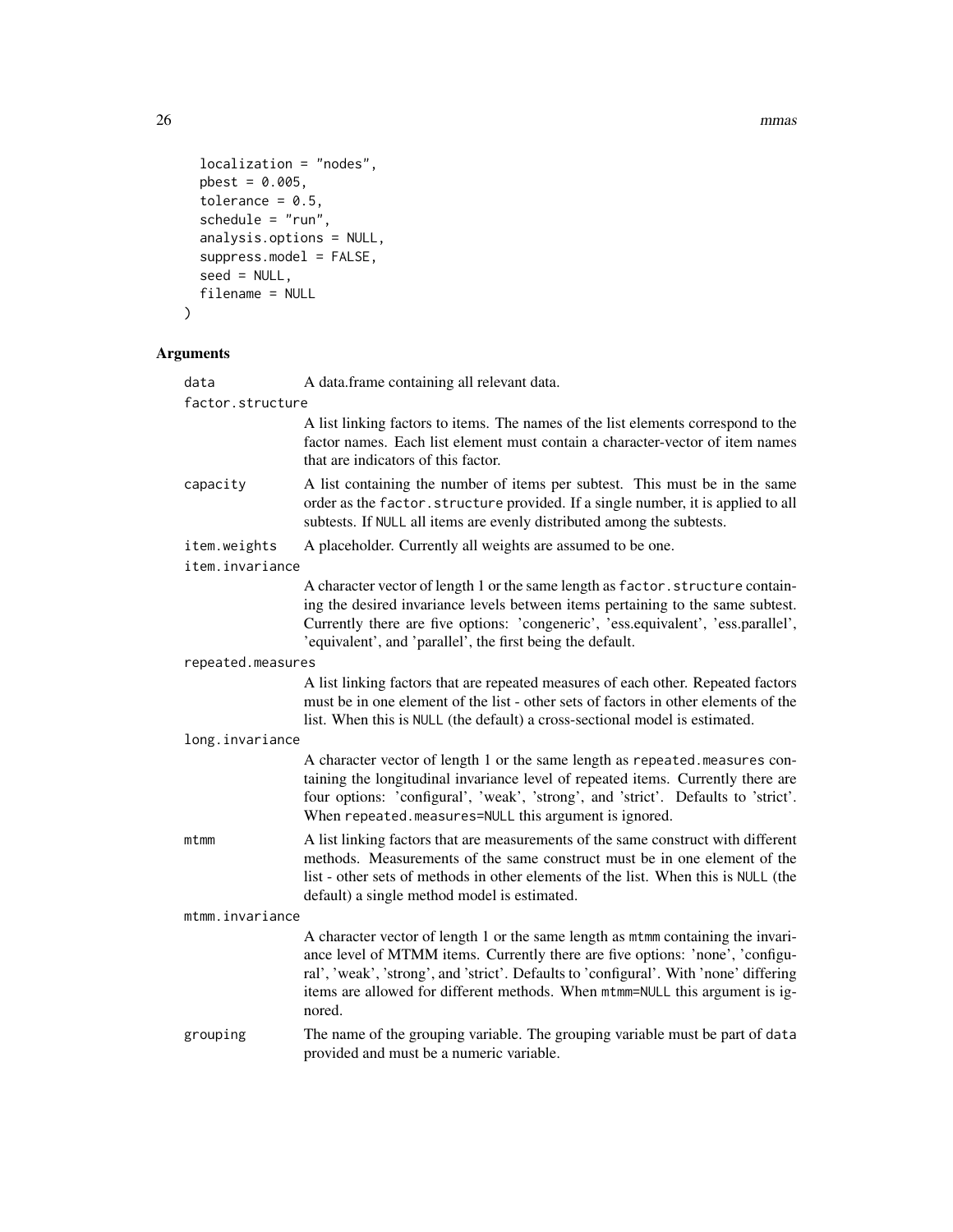```
  localization = "nodes",
  pbest = 0.005,
  tolerance = 0.5,
  schedule = "run",
  analysis.options = NULL,
  suppress.model = FALSE,
  seed = NULL,
  filename = NULL
)
```

## Arguments

**data** A data.frame containing all relevant data.

**factor.structure** A list linking factors to items. The names of the list elements correspond to the factor names. Each list element must contain a character-vector of item names that are indicators of this factor.

**capacity** A list containing the number of items per subtest. This must be in the same order as the `factor.structure` provided. If a single number, it is applied to all subtests. If `NULL` all items are evenly distributed among the subtests.

**item.weights** A placeholder. Currently all weights are assumed to be one.

**item.invariance** A character vector of length 1 or the same length as `factor.structure` containing the desired invariance levels between items pertaining to the same subtest. Currently there are five options: 'congeneric', 'ess.equivalent', 'ess.parallel', 'equivalent', and 'parallel', the first being the default.

**repeated.measures** A list linking factors that are repeated measures of each other. Repeated factors must be in one element of the list - other sets of factors in other elements of the list. When this is `NULL` (the default) a cross-sectional model is estimated.

**long.invariance** A character vector of length 1 or the same length as `repeated.measures` containing the longitudinal invariance level of repeated items. Currently there are four options: 'configural', 'weak', 'strong', and 'strict'. Defaults to 'strict'. When `repeated.measures=NULL` this argument is ignored.

**mtmm** A list linking factors that are measurements of the same construct with different methods. Measurements of the same construct must be in one element of the list - other sets of methods in other elements of the list. When this is `NULL` (the default) a single method model is estimated.

**mtmm.invariance** A character vector of length 1 or the same length as `mtmm` containing the invariance level of MTMM items. Currently there are five options: 'none', 'configural', 'weak', 'strong', and 'strict'. Defaults to 'configural'. With 'none' differing items are allowed for different methods. When `mtmm=NULL` this argument is ignored.

**grouping** The name of the grouping variable. The grouping variable must be part of `data` provided and must be a numeric variable.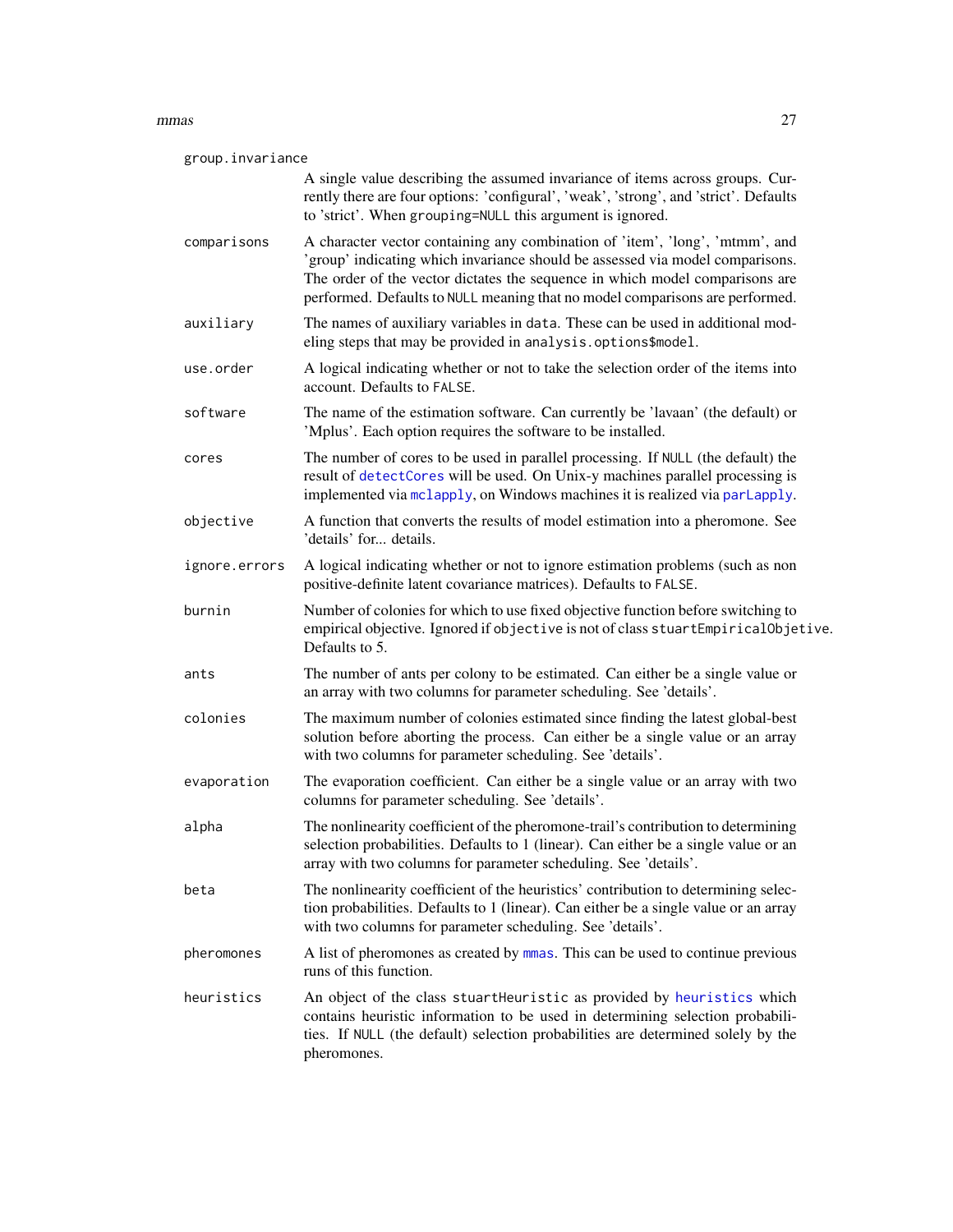`group.invariance`
: A single value describing the assumed invariance of items across groups. Currently there are four options: 'configural', 'weak', 'strong', and 'strict'. Defaults to 'strict'. When `grouping=NULL` this argument is ignored.

`comparisons`
: A character vector containing any combination of 'item', 'long', 'mtmm', and 'group' indicating which invariance should be assessed via model comparisons. The order of the vector dictates the sequence in which model comparisons are performed. Defaults to `NULL` meaning that no model comparisons are performed.

`auxiliary`
: The names of auxiliary variables in `data`. These can be used in additional modeling steps that may be provided in `analysis.options$model`.

`use.order`
: A logical indicating whether or not to take the selection order of the items into account. Defaults to `FALSE`.

`software`
: The name of the estimation software. Can currently be 'lavaan' (the default) or 'Mplus'. Each option requires the software to be installed.

`cores`
: The number of cores to be used in parallel processing. If `NULL` (the default) the result of `detectCores` will be used. On Unix-y machines parallel processing is implemented via `mclapply`, on Windows machines it is realized via `parLapply`.

`objective`
: A function that converts the results of model estimation into a pheromone. See 'details' for... details.

`ignore.errors`
: A logical indicating whether or not to ignore estimation problems (such as non positive-definite latent covariance matrices). Defaults to `FALSE`.

`burnin`
: Number of colonies for which to use fixed objective function before switching to empirical objective. Ignored if `objective` is not of class `stuartEmpiricalObjetive`. Defaults to 5.

`ants`
: The number of ants per colony to be estimated. Can either be a single value or an array with two columns for parameter scheduling. See 'details'.

`colonies`
: The maximum number of colonies estimated since finding the latest global-best solution before aborting the process. Can either be a single value or an array with two columns for parameter scheduling. See 'details'.

`evaporation`
: The evaporation coefficient. Can either be a single value or an array with two columns for parameter scheduling. See 'details'.

`alpha`
: The nonlinearity coefficient of the pheromone-trail's contribution to determining selection probabilities. Defaults to 1 (linear). Can either be a single value or an array with two columns for parameter scheduling. See 'details'.

`beta`
: The nonlinearity coefficient of the heuristics' contribution to determining selection probabilities. Defaults to 1 (linear). Can either be a single value or an array with two columns for parameter scheduling. See 'details'.

`pheromones`
: A list of pheromones as created by `mmas`. This can be used to continue previous runs of this function.

`heuristics`
: An object of the class `stuartHeuristic` as provided by `heuristics` which contains heuristic information to be used in determining selection probabilities. If `NULL` (the default) selection probabilities are determined solely by the pheromones.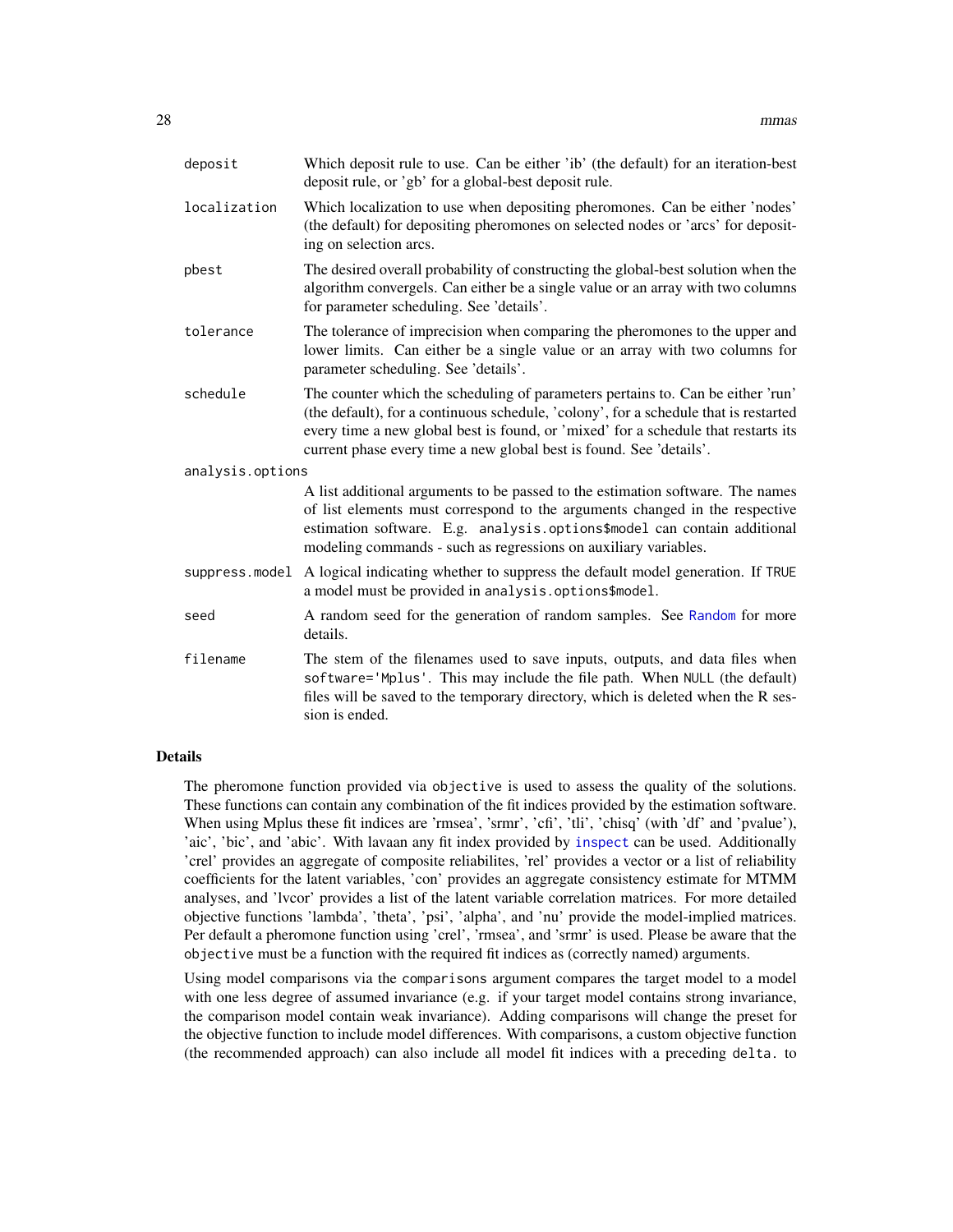| | |
|---|---|
| deposit | Which deposit rule to use. Can be either 'ib' (the default) for an iteration-best deposit rule, or 'gb' for a global-best deposit rule. |
| localization | Which localization to use when depositing pheromones. Can be either 'nodes' (the default) for depositing pheromones on selected nodes or 'arcs' for depositing on selection arcs. |
| pbest | The desired overall probability of constructing the global-best solution when the algorithm convergels. Can either be a single value or an array with two columns for parameter scheduling. See 'details'. |
| tolerance | The tolerance of imprecision when comparing the pheromones to the upper and lower limits. Can either be a single value or an array with two columns for parameter scheduling. See 'details'. |
| schedule | The counter which the scheduling of parameters pertains to. Can be either 'run' (the default), for a continuous schedule, 'colony', for a schedule that is restarted every time a new global best is found, or 'mixed' for a schedule that restarts its current phase every time a new global best is found. See 'details'. |
| analysis.options | A list additional arguments to be passed to the estimation software. The names of list elements must correspond to the arguments changed in the respective estimation software. E.g. `analysis.options$model` can contain additional modeling commands - such as regressions on auxiliary variables. |
| suppress.model | A logical indicating whether to suppress the default model generation. If `TRUE` a model must be provided in `analysis.options$model`. |
| seed | A random seed for the generation of random samples. See Random for more details. |
| filename | The stem of the filenames used to save inputs, outputs, and data files when `software='Mplus'`. This may include the file path. When `NULL` (the default) files will be saved to the temporary directory, which is deleted when the R session is ended. |

## Details

The pheromone function provided via `objective` is used to assess the quality of the solutions. These functions can contain any combination of the fit indices provided by the estimation software. When using Mplus these fit indices are 'rmsea', 'srmr', 'cfi', 'tli', 'chisq' (with 'df' and 'pvalue'), 'aic', 'bic', and 'abic'. With lavaan any fit index provided by inspect can be used. Additionally 'crel' provides an aggregate of composite reliabilites, 'rel' provides a vector or a list of reliability coefficients for the latent variables, 'con' provides an aggregate consistency estimate for MTMM analyses, and 'lvcor' provides a list of the latent variable correlation matrices. For more detailed objective functions 'lambda', 'theta', 'psi', 'alpha', and 'nu' provide the model-implied matrices. Per default a pheromone function using 'crel', 'rmsea', and 'srmr' is used. Please be aware that the `objective` must be a function with the required fit indices as (correctly named) arguments.

Using model comparisons via the `comparisons` argument compares the target model to a model with one less degree of assumed invariance (e.g. if your target model contains strong invariance, the comparison model contain weak invariance). Adding comparisons will change the preset for the objective function to include model differences. With comparisons, a custom objective function (the recommended approach) can also include all model fit indices with a preceding `delta.` to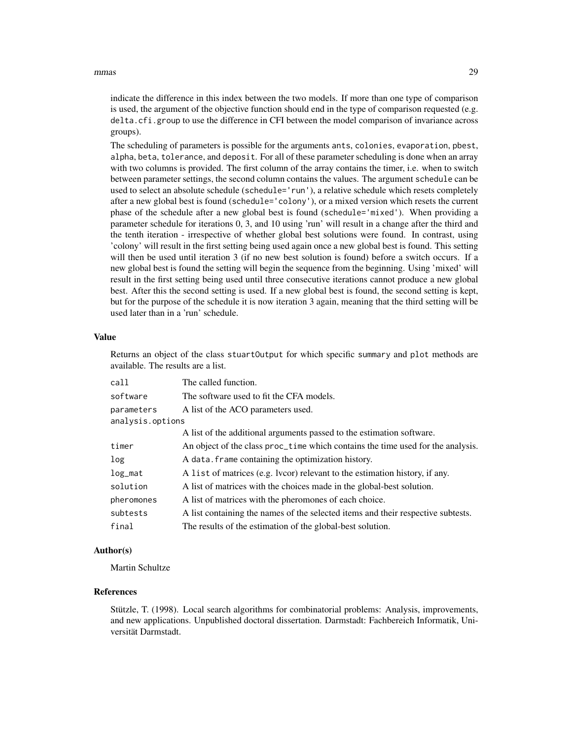indicate the difference in this index between the two models. If more than one type of comparison is used, the argument of the objective function should end in the type of comparison requested (e.g. `delta.cfi.group` to use the difference in CFI between the model comparison of invariance across groups).

The scheduling of parameters is possible for the arguments `ants`, `colonies`, `evaporation`, `pbest`, `alpha`, `beta`, `tolerance`, and `deposit`. For all of these parameter scheduling is done when an array with two columns is provided. The first column of the array contains the timer, i.e. when to switch between parameter settings, the second column contains the values. The argument `schedule` can be used to select an absolute schedule (`schedule='run'`), a relative schedule which resets completely after a new global best is found (`schedule='colony'`), or a mixed version which resets the current phase of the schedule after a new global best is found (`schedule='mixed'`). When providing a parameter schedule for iterations 0, 3, and 10 using 'run' will result in a change after the third and the tenth iteration - irrespective of whether global best solutions were found. In contrast, using 'colony' will result in the first setting being used again once a new global best is found. This setting will then be used until iteration 3 (if no new best solution is found) before a switch occurs. If a new global best is found the setting will begin the sequence from the beginning. Using 'mixed' will result in the first setting being used until three consecutive iterations cannot produce a new global best. After this the second setting is used. If a new global best is found, the second setting is kept, but for the purpose of the schedule it is now iteration 3 again, meaning that the third setting will be used later than in a 'run' schedule.

## Value

Returns an object of the class `stuartOutput` for which specific `summary` and `plot` methods are available. The results are a list.

| | |
|---|---|
| `call` | The called function. |
| `software` | The software used to fit the CFA models. |
| `parameters` | A list of the ACO parameters used. |
| `analysis.options` | A list of the additional arguments passed to the estimation software. |
| `timer` | An object of the class `proc_time` which contains the time used for the analysis. |
| `log` | A `data.frame` containing the optimization history. |
| `log_mat` | A `list` of matrices (e.g. lvcor) relevant to the estimation history, if any. |
| `solution` | A list of matrices with the choices made in the global-best solution. |
| `pheromones` | A list of matrices with the pheromones of each choice. |
| `subtests` | A list containing the names of the selected items and their respective subtests. |
| `final` | The results of the estimation of the global-best solution. |

## Author(s)

Martin Schultze

## References

Stützle, T. (1998). Local search algorithms for combinatorial problems: Analysis, improvements, and new applications. Unpublished doctoral dissertation. Darmstadt: Fachbereich Informatik, Universität Darmstadt.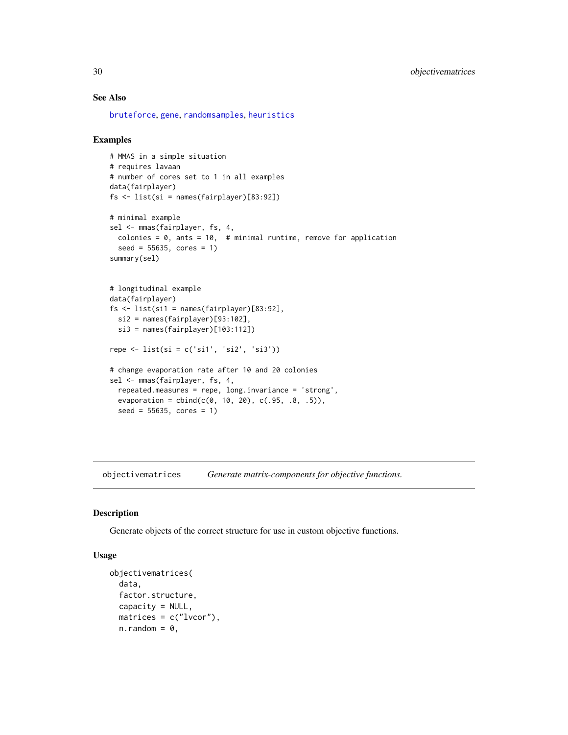## See Also

bruteforce, gene, randomsamples, heuristics

## Examples

```
# MMAS in a simple situation
# requires lavaan
# number of cores set to 1 in all examples
data(fairplayer)
fs <- list(si = names(fairplayer)[83:92])

# minimal example
sel <- mmas(fairplayer, fs, 4,
  colonies = 0, ants = 10,  # minimal runtime, remove for application
  seed = 55635, cores = 1)
summary(sel)


# longitudinal example
data(fairplayer)
fs <- list(si1 = names(fairplayer)[83:92],
  si2 = names(fairplayer)[93:102],
  si3 = names(fairplayer)[103:112])

repe <- list(si = c('si1', 'si2', 'si3'))

# change evaporation rate after 10 and 20 colonies
sel <- mmas(fairplayer, fs, 4,
  repeated.measures = repe, long.invariance = 'strong',
  evaporation = cbind(c(0, 10, 20), c(.95, .8, .5)),
  seed = 55635, cores = 1)
```

---

# objectivematrices *Generate matrix-components for objective functions.*

## Description

Generate objects of the correct structure for use in custom objective functions.

## Usage

```
objectivematrices(
  data,
  factor.structure,
  capacity = NULL,
  matrices = c("lvcor"),
  n.random = 0,
```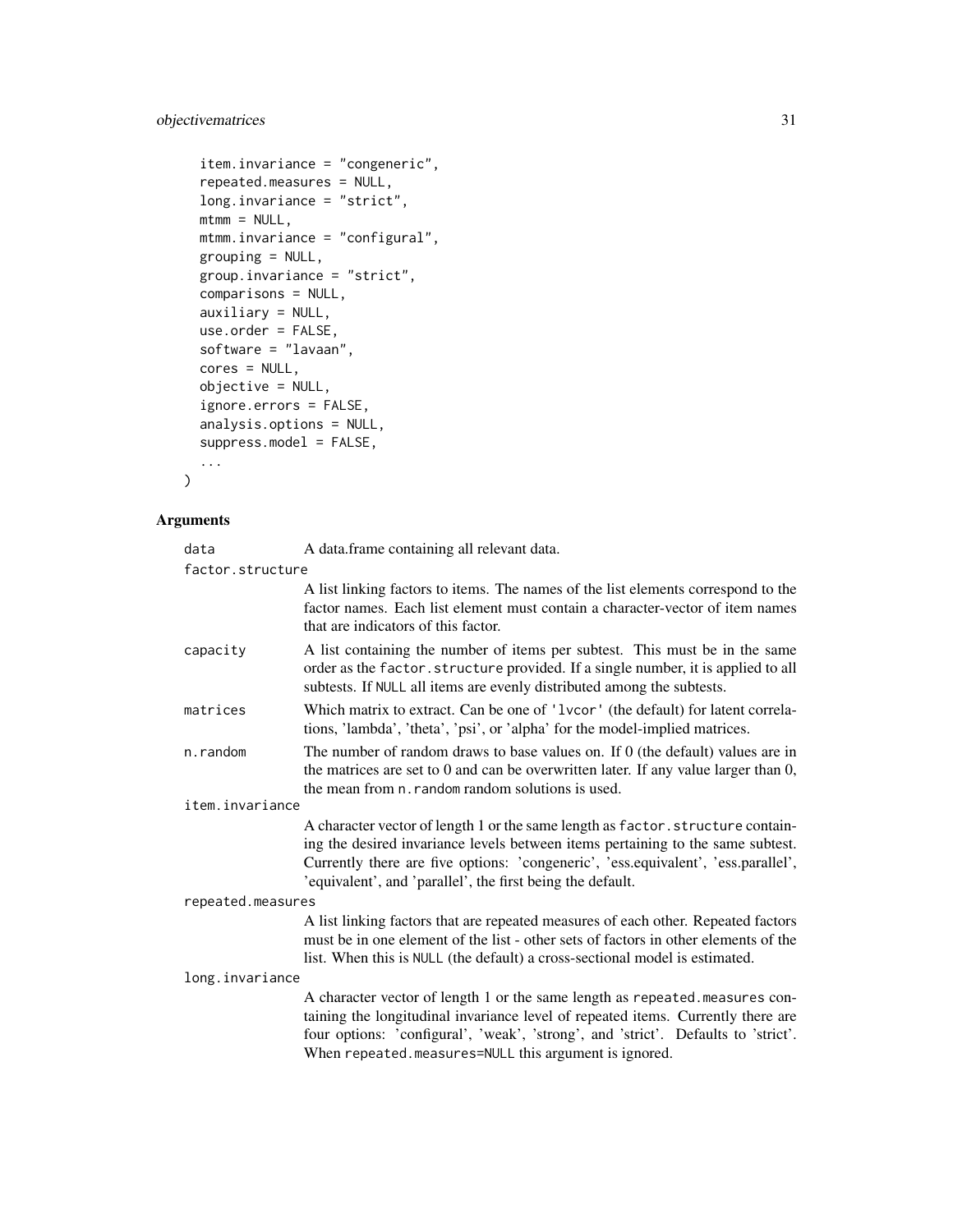```
  item.invariance = "congeneric",
  repeated.measures = NULL,
  long.invariance = "strict",
  mtmm = NULL,
  mtmm.invariance = "configural",
  grouping = NULL,
  group.invariance = "strict",
  comparisons = NULL,
  auxiliary = NULL,
  use.order = FALSE,
  software = "lavaan",
  cores = NULL,
  objective = NULL,
  ignore.errors = FALSE,
  analysis.options = NULL,
  suppress.model = FALSE,
  ...
)
```

## Arguments

**data** A data.frame containing all relevant data.

**factor.structure** A list linking factors to items. The names of the list elements correspond to the factor names. Each list element must contain a character-vector of item names that are indicators of this factor.

**capacity** A list containing the number of items per subtest. This must be in the same order as the `factor.structure` provided. If a single number, it is applied to all subtests. If `NULL` all items are evenly distributed among the subtests.

**matrices** Which matrix to extract. Can be one of `'lvcor'` (the default) for latent correlations, 'lambda', 'theta', 'psi', or 'alpha' for the model-implied matrices.

**n.random** The number of random draws to base values on. If 0 (the default) values are in the matrices are set to 0 and can be overwritten later. If any value larger than 0, the mean from `n.random` random solutions is used.

**item.invariance** A character vector of length 1 or the same length as `factor.structure` containing the desired invariance levels between items pertaining to the same subtest. Currently there are five options: 'congeneric', 'ess.equivalent', 'ess.parallel', 'equivalent', and 'parallel', the first being the default.

**repeated.measures** A list linking factors that are repeated measures of each other. Repeated factors must be in one element of the list - other sets of factors in other elements of the list. When this is `NULL` (the default) a cross-sectional model is estimated.

**long.invariance** A character vector of length 1 or the same length as `repeated.measures` containing the longitudinal invariance level of repeated items. Currently there are four options: 'configural', 'weak', 'strong', and 'strict'. Defaults to 'strict'. When `repeated.measures=NULL` this argument is ignored.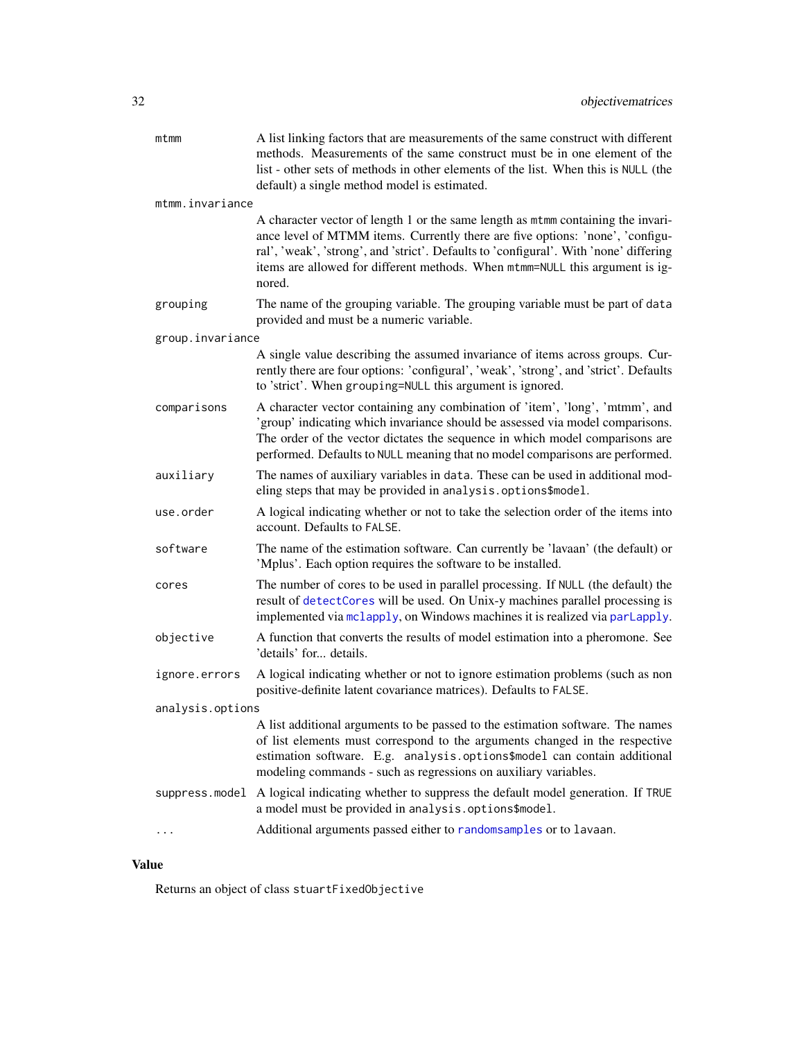| | |
|---|---|
| `mtmm` | A list linking factors that are measurements of the same construct with different methods. Measurements of the same construct must be in one element of the list - other sets of methods in other elements of the list. When this is `NULL` (the default) a single method model is estimated. |
| `mtmm.invariance` | A character vector of length 1 or the same length as `mtmm` containing the invariance level of MTMM items. Currently there are five options: 'none', 'configural', 'weak', 'strong', and 'strict'. Defaults to 'configural'. With 'none' differing items are allowed for different methods. When `mtmm=NULL` this argument is ignored. |
| `grouping` | The name of the grouping variable. The grouping variable must be part of `data` provided and must be a numeric variable. |
| `group.invariance` | A single value describing the assumed invariance of items across groups. Currently there are four options: 'configural', 'weak', 'strong', and 'strict'. Defaults to 'strict'. When `grouping=NULL` this argument is ignored. |
| `comparisons` | A character vector containing any combination of 'item', 'long', 'mtmm', and 'group' indicating which invariance should be assessed via model comparisons. The order of the vector dictates the sequence in which model comparisons are performed. Defaults to `NULL` meaning that no model comparisons are performed. |
| `auxiliary` | The names of auxiliary variables in `data`. These can be used in additional modeling steps that may be provided in `analysis.options$model`. |
| `use.order` | A logical indicating whether or not to take the selection order of the items into account. Defaults to `FALSE`. |
| `software` | The name of the estimation software. Can currently be 'lavaan' (the default) or 'Mplus'. Each option requires the software to be installed. |
| `cores` | The number of cores to be used in parallel processing. If `NULL` (the default) the result of `detectCores` will be used. On Unix-y machines parallel processing is implemented via `mclapply`, on Windows machines it is realized via `parLapply`. |
| `objective` | A function that converts the results of model estimation into a pheromone. See 'details' for... details. |
| `ignore.errors` | A logical indicating whether or not to ignore estimation problems (such as non positive-definite latent covariance matrices). Defaults to `FALSE`. |
| `analysis.options` | A list additional arguments to be passed to the estimation software. The names of list elements must correspond to the arguments changed in the respective estimation software. E.g. `analysis.options$model` can contain additional modeling commands - such as regressions on auxiliary variables. |
| `suppress.model` | A logical indicating whether to suppress the default model generation. If `TRUE` a model must be provided in `analysis.options$model`. |
| `...` | Additional arguments passed either to `randomsamples` or to `lavaan`. |

## Value

Returns an object of class `stuartFixedObjective`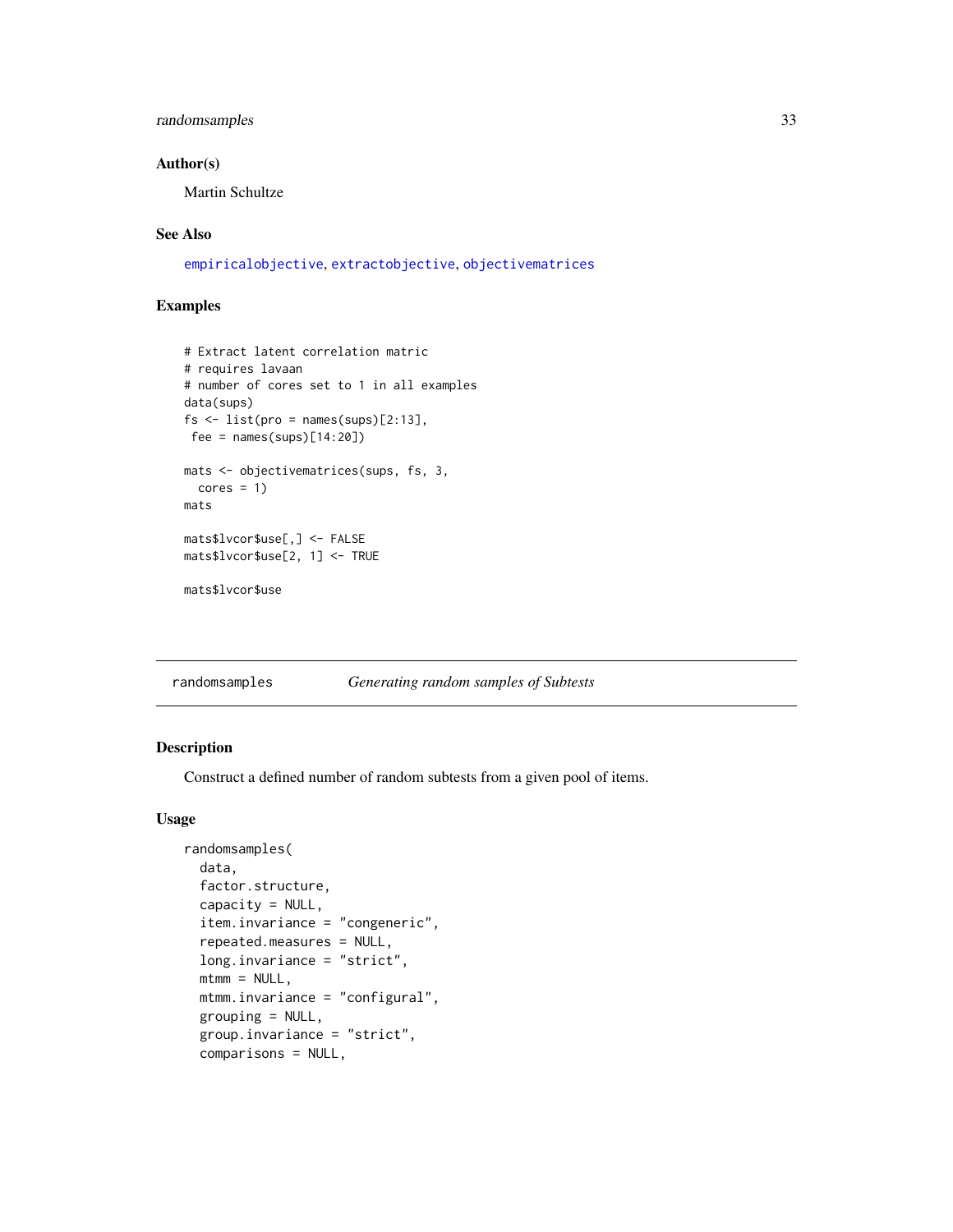### Author(s)

Martin Schultze

### See Also

empiricalobjective, extractobjective, objectivematrices

### Examples

```
# Extract latent correlation matric
# requires lavaan
# number of cores set to 1 in all examples
data(sups)
fs <- list(pro = names(sups)[2:13],
 fee = names(sups)[14:20])

mats <- objectivematrices(sups, fs, 3,
  cores = 1)
mats

mats$lvcor$use[,] <- FALSE
mats$lvcor$use[2, 1] <- TRUE

mats$lvcor$use
```

---

## randomsamples &nbsp;&nbsp;&nbsp;&nbsp; *Generating random samples of Subtests*

---

### Description

Construct a defined number of random subtests from a given pool of items.

### Usage

```
randomsamples(
  data,
  factor.structure,
  capacity = NULL,
  item.invariance = "congeneric",
  repeated.measures = NULL,
  long.invariance = "strict",
  mtmm = NULL,
  mtmm.invariance = "configural",
  grouping = NULL,
  group.invariance = "strict",
  comparisons = NULL,
```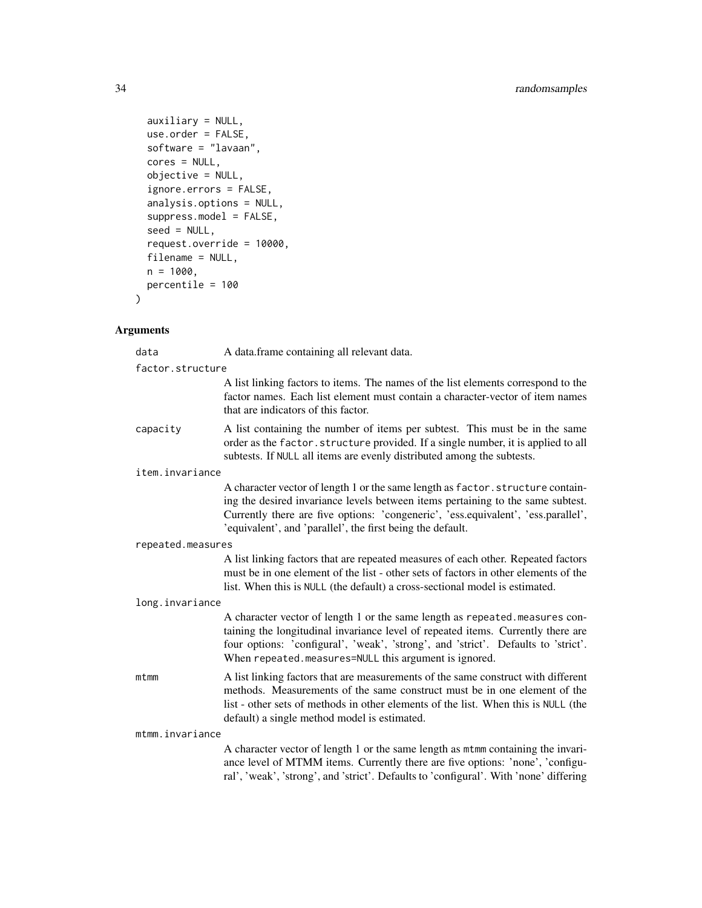```
  auxiliary = NULL,
  use.order = FALSE,
  software = "lavaan",
  cores = NULL,
  objective = NULL,
  ignore.errors = FALSE,
  analysis.options = NULL,
  suppress.model = FALSE,
  seed = NULL,
  request.override = 10000,
  filename = NULL,
  n = 1000,
  percentile = 100
)
```

## Arguments

`data` A data.frame containing all relevant data.

`factor.structure` A list linking factors to items. The names of the list elements correspond to the factor names. Each list element must contain a character-vector of item names that are indicators of this factor.

`capacity` A list containing the number of items per subtest. This must be in the same order as the `factor.structure` provided. If a single number, it is applied to all subtests. If `NULL` all items are evenly distributed among the subtests.

`item.invariance` A character vector of length 1 or the same length as `factor.structure` containing the desired invariance levels between items pertaining to the same subtest. Currently there are five options: 'congeneric', 'ess.equivalent', 'ess.parallel', 'equivalent', and 'parallel', the first being the default.

`repeated.measures` A list linking factors that are repeated measures of each other. Repeated factors must be in one element of the list - other sets of factors in other elements of the list. When this is `NULL` (the default) a cross-sectional model is estimated.

`long.invariance` A character vector of length 1 or the same length as `repeated.measures` containing the longitudinal invariance level of repeated items. Currently there are four options: 'configural', 'weak', 'strong', and 'strict'. Defaults to 'strict'. When `repeated.measures=NULL` this argument is ignored.

`mtmm` A list linking factors that are measurements of the same construct with different methods. Measurements of the same construct must be in one element of the list - other sets of methods in other elements of the list. When this is `NULL` (the default) a single method model is estimated.

`mtmm.invariance` A character vector of length 1 or the same length as `mtmm` containing the invariance level of MTMM items. Currently there are five options: 'none', 'configural', 'weak', 'strong', and 'strict'. Defaults to 'configural'. With 'none' differing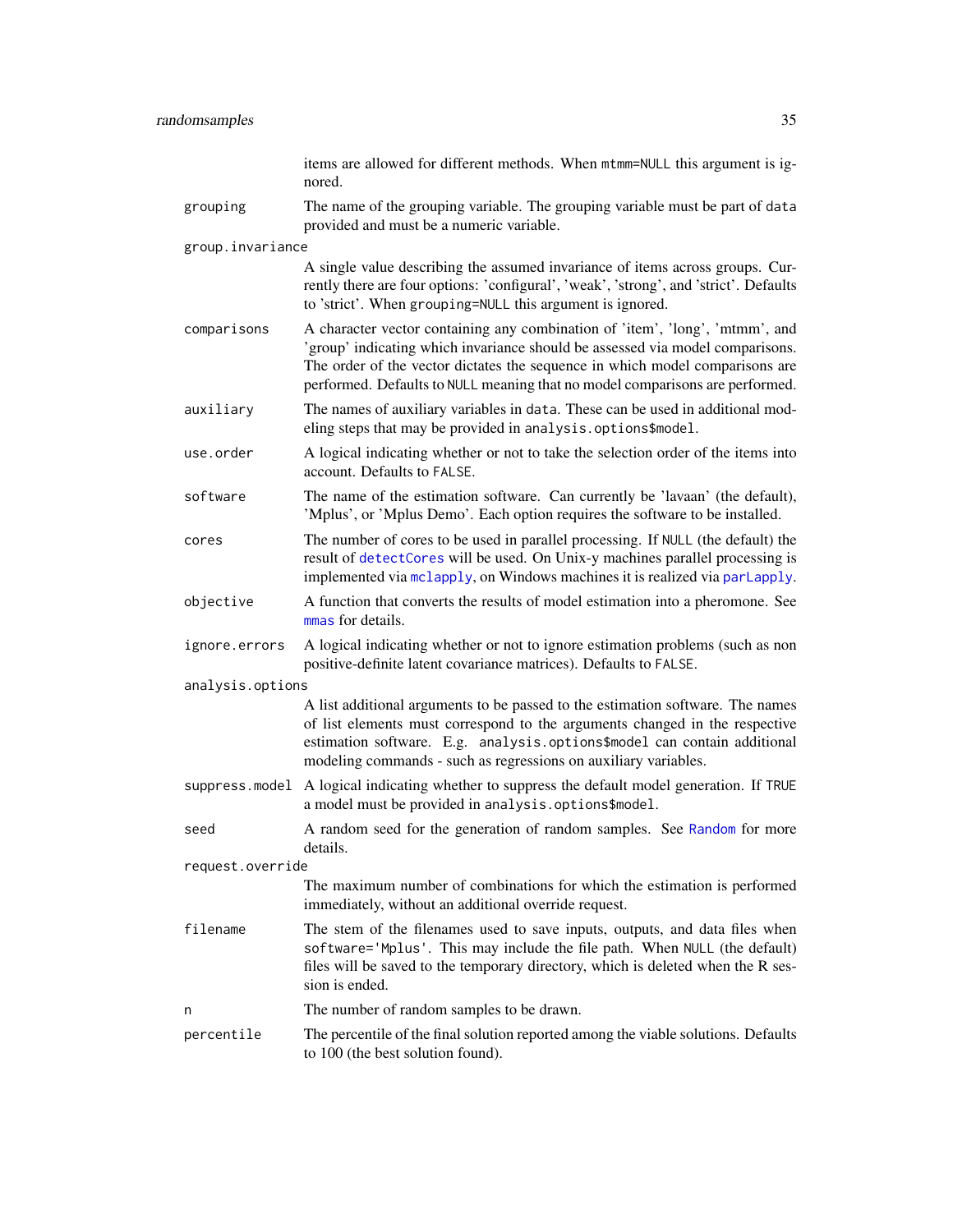items are allowed for different methods. When `mtmm=NULL` this argument is ignored.

`grouping`
: The name of the grouping variable. The grouping variable must be part of `data` provided and must be a numeric variable.

`group.invariance`
: A single value describing the assumed invariance of items across groups. Currently there are four options: 'configural', 'weak', 'strong', and 'strict'. Defaults to 'strict'. When `grouping=NULL` this argument is ignored.

`comparisons`
: A character vector containing any combination of 'item', 'long', 'mtmm', and 'group' indicating which invariance should be assessed via model comparisons. The order of the vector dictates the sequence in which model comparisons are performed. Defaults to `NULL` meaning that no model comparisons are performed.

`auxiliary`
: The names of auxiliary variables in `data`. These can be used in additional modeling steps that may be provided in `analysis.options$model`.

`use.order`
: A logical indicating whether or not to take the selection order of the items into account. Defaults to `FALSE`.

`software`
: The name of the estimation software. Can currently be 'lavaan' (the default), 'Mplus', or 'Mplus Demo'. Each option requires the software to be installed.

`cores`
: The number of cores to be used in parallel processing. If `NULL` (the default) the result of `detectCores` will be used. On Unix-y machines parallel processing is implemented via `mclapply`, on Windows machines it is realized via `parLapply`.

`objective`
: A function that converts the results of model estimation into a pheromone. See `mmas` for details.

`ignore.errors`
: A logical indicating whether or not to ignore estimation problems (such as non positive-definite latent covariance matrices). Defaults to `FALSE`.

`analysis.options`
: A list additional arguments to be passed to the estimation software. The names of list elements must correspond to the arguments changed in the respective estimation software. E.g. `analysis.options$model` can contain additional modeling commands - such as regressions on auxiliary variables.

`suppress.model`
: A logical indicating whether to suppress the default model generation. If `TRUE` a model must be provided in `analysis.options$model`.

`seed`
: A random seed for the generation of random samples. See `Random` for more details.

`request.override`
: The maximum number of combinations for which the estimation is performed immediately, without an additional override request.

`filename`
: The stem of the filenames used to save inputs, outputs, and data files when `software='Mplus'`. This may include the file path. When `NULL` (the default) files will be saved to the temporary directory, which is deleted when the R session is ended.

`n`
: The number of random samples to be drawn.

`percentile`
: The percentile of the final solution reported among the viable solutions. Defaults to 100 (the best solution found).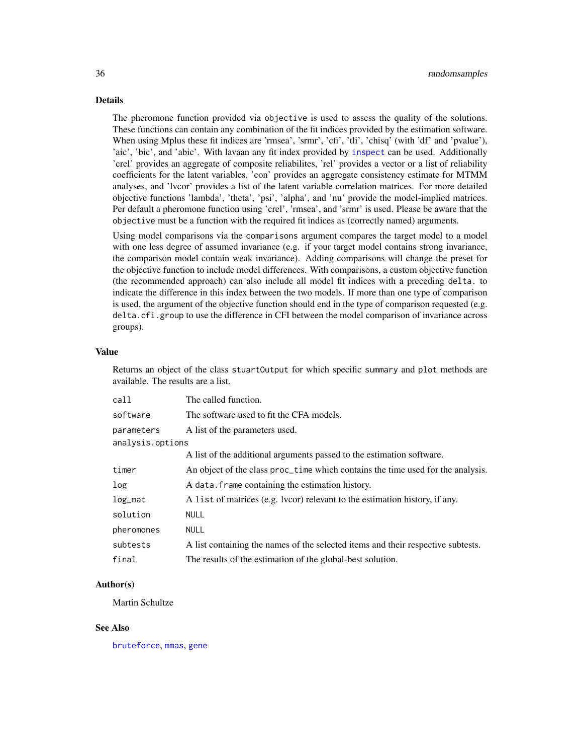## Details

The pheromone function provided via `objective` is used to assess the quality of the solutions. These functions can contain any combination of the fit indices provided by the estimation software. When using Mplus these fit indices are 'rmsea', 'srmr', 'cfi', 'tli', 'chisq' (with 'df' and 'pvalue'), 'aic', 'bic', and 'abic'. With lavaan any fit index provided by `inspect` can be used. Additionally 'crel' provides an aggregate of composite reliabilites, 'rel' provides a vector or a list of reliability coefficients for the latent variables, 'con' provides an aggregate consistency estimate for MTMM analyses, and 'lvcor' provides a list of the latent variable correlation matrices. For more detailed objective functions 'lambda', 'theta', 'psi', 'alpha', and 'nu' provide the model-implied matrices. Per default a pheromone function using 'crel', 'rmsea', and 'srmr' is used. Please be aware that the `objective` must be a function with the required fit indices as (correctly named) arguments.

Using model comparisons via the `comparisons` argument compares the target model to a model with one less degree of assumed invariance (e.g. if your target model contains strong invariance, the comparison model contain weak invariance). Adding comparisons will change the preset for the objective function to include model differences. With comparisons, a custom objective function (the recommended approach) can also include all model fit indices with a preceding `delta.` to indicate the difference in this index between the two models. If more than one type of comparison is used, the argument of the objective function should end in the type of comparison requested (e.g. `delta.cfi.group` to use the difference in CFI between the model comparison of invariance across groups).

## Value

Returns an object of the class `stuartOutput` for which specific `summary` and `plot` methods are available. The results are a list.

| | |
|---|---|
| `call` | The called function. |
| `software` | The software used to fit the CFA models. |
| `parameters` | A list of the parameters used. |
| `analysis.options` | A list of the additional arguments passed to the estimation software. |
| `timer` | An object of the class `proc_time` which contains the time used for the analysis. |
| `log` | A `data.frame` containing the estimation history. |
| `log_mat` | A `list` of matrices (e.g. lvcor) relevant to the estimation history, if any. |
| `solution` | `NULL` |
| `pheromones` | `NULL` |
| `subtests` | A list containing the names of the selected items and their respective subtests. |
| `final` | The results of the estimation of the global-best solution. |

## Author(s)

Martin Schultze

## See Also

`bruteforce`, `mmas`, `gene`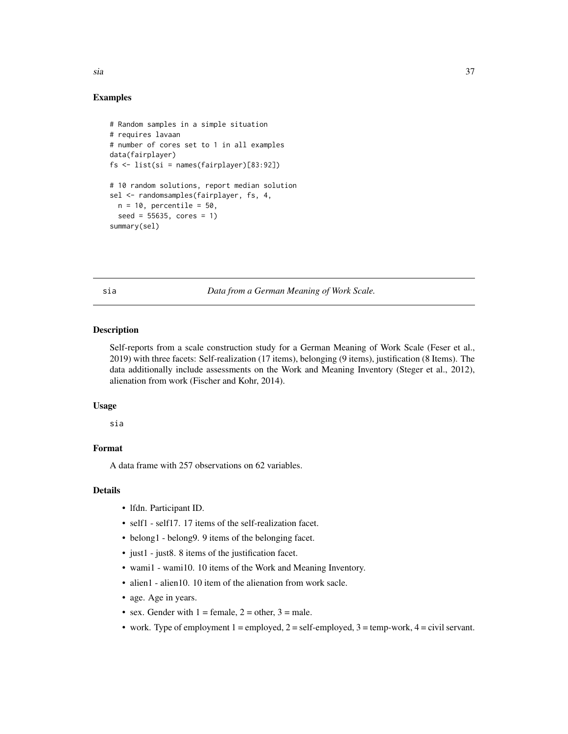## Examples

```
# Random samples in a simple situation
# requires lavaan
# number of cores set to 1 in all examples
data(fairplayer)
fs <- list(si = names(fairplayer)[83:92])

# 10 random solutions, report median solution
sel <- randomsamples(fairplayer, fs, 4,
  n = 10, percentile = 50,
  seed = 55635, cores = 1)
summary(sel)
```

---

# sia *Data from a German Meaning of Work Scale.*

---

## Description

Self-reports from a scale construction study for a German Meaning of Work Scale (Feser et al., 2019) with three facets: Self-realization (17 items), belonging (9 items), justification (8 Items). The data additionally include assessments on the Work and Meaning Inventory (Steger et al., 2012), alienation from work (Fischer and Kohr, 2014).

## Usage

```
sia
```

## Format

A data frame with 257 observations on 62 variables.

## Details

- lfdn. Participant ID.
- self1 - self17. 17 items of the self-realization facet.
- belong1 - belong9. 9 items of the belonging facet.
- just1 - just8. 8 items of the justification facet.
- wami1 - wami10. 10 items of the Work and Meaning Inventory.
- alien1 - alien10. 10 item of the alienation from work sacle.
- age. Age in years.
- sex. Gender with 1 = female, 2 = other, 3 = male.
- work. Type of employment 1 = employed, 2 = self-employed, 3 = temp-work, 4 = civil servant.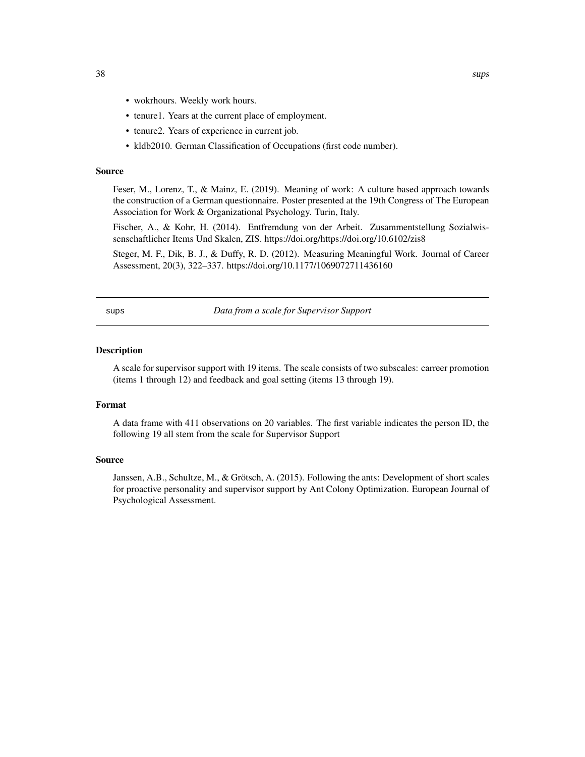- wokrhours. Weekly work hours.
- tenure1. Years at the current place of employment.
- tenure2. Years of experience in current job.
- kldb2010. German Classification of Occupations (first code number).

### Source

Feser, M., Lorenz, T., & Mainz, E. (2019). Meaning of work: A culture based approach towards the construction of a German questionnaire. Poster presented at the 19th Congress of The European Association for Work & Organizational Psychology. Turin, Italy.

Fischer, A., & Kohr, H. (2014). Entfremdung von der Arbeit. Zusammentstellung Sozialwissenschaftlicher Items Und Skalen, ZIS. https://doi.org/https://doi.org/10.6102/zis8

Steger, M. F., Dik, B. J., & Duffy, R. D. (2012). Measuring Meaningful Work. Journal of Career Assessment, 20(3), 322–337. https://doi.org/10.1177/1069072711436160

---

## sups — *Data from a scale for Supervisor Support*

### Description

A scale for supervisor support with 19 items. The scale consists of two subscales: carreer promotion (items 1 through 12) and feedback and goal setting (items 13 through 19).

### Format

A data frame with 411 observations on 20 variables. The first variable indicates the person ID, the following 19 all stem from the scale for Supervisor Support

### Source

Janssen, A.B., Schultze, M., & Grötsch, A. (2015). Following the ants: Development of short scales for proactive personality and supervisor support by Ant Colony Optimization. European Journal of Psychological Assessment.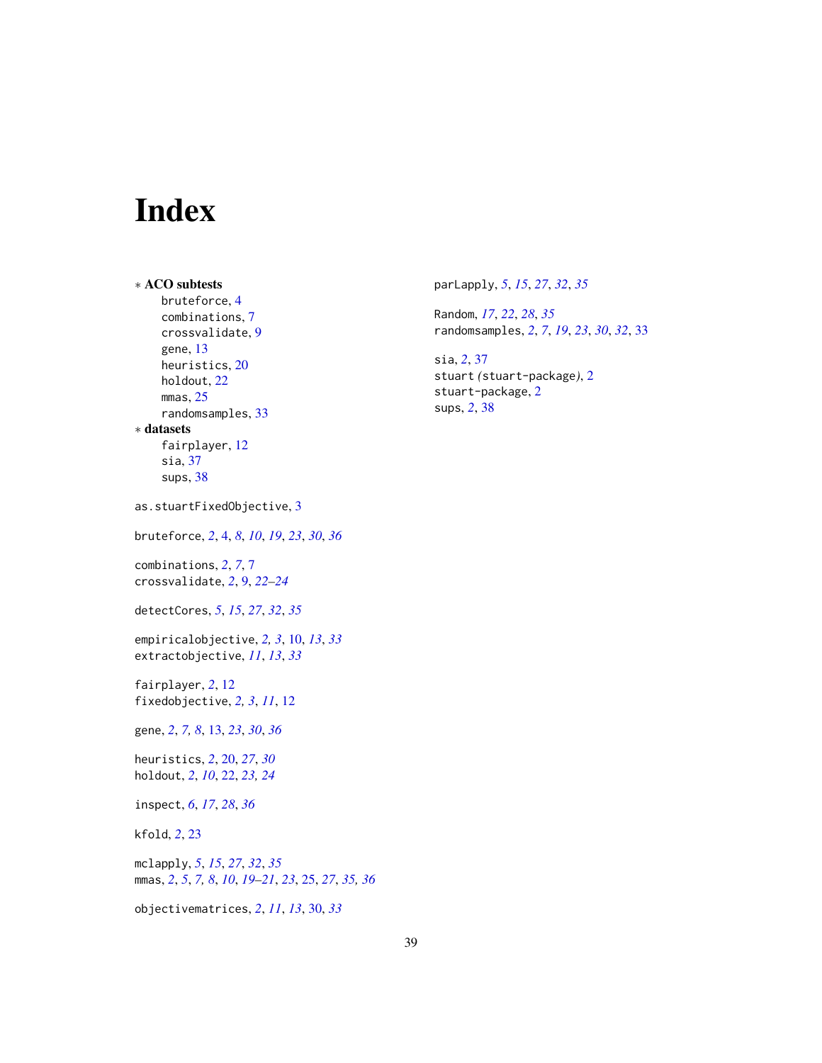# Index

∗ **ACO subtests**
  - bruteforce, 4
  - combinations, 7
  - crossvalidate, 9
  - gene, 13
  - heuristics, 20
  - holdout, 22
  - mmas, 25
  - randomsamples, 33

∗ **datasets**
  - fairplayer, 12
  - sia, 37
  - sups, 38

as.stuartFixedObjective, 3

bruteforce, *2*, 4, *8*, *10*, *19*, *23*, *30*, *36*

combinations, *2*, *7*, 7
crossvalidate, *2*, 9, *22–24*

detectCores, *5*, *15*, *27*, *32*, *35*

empiricalobjective, *2, 3*, 10, *13*, *33*
extractobjective, *11*, *13*, *33*

fairplayer, *2*, 12
fixedobjective, *2, 3*, *11*, 12

gene, *2*, *7, 8*, 13, *23*, *30*, *36*

heuristics, *2*, 20, *27*, *30*
holdout, *2*, *10*, 22, *23, 24*

inspect, *6*, *17*, *28*, *36*

kfold, *2*, 23

mclapply, *5*, *15*, *27*, *32*, *35*
mmas, *2*, *5*, *7, 8*, *10*, *19–21*, *23*, 25, *27*, *35, 36*

objectivematrices, *2*, *11*, *13*, 30, *33*

parLapply, *5*, *15*, *27*, *32*, *35*

Random, *17*, *22*, *28*, *35*
randomsamples, *2*, *7*, *19*, *23*, *30*, *32*, 33

sia, *2*, 37
stuart *(stuart-package)*, 2
stuart-package, 2
sups, *2*, 38